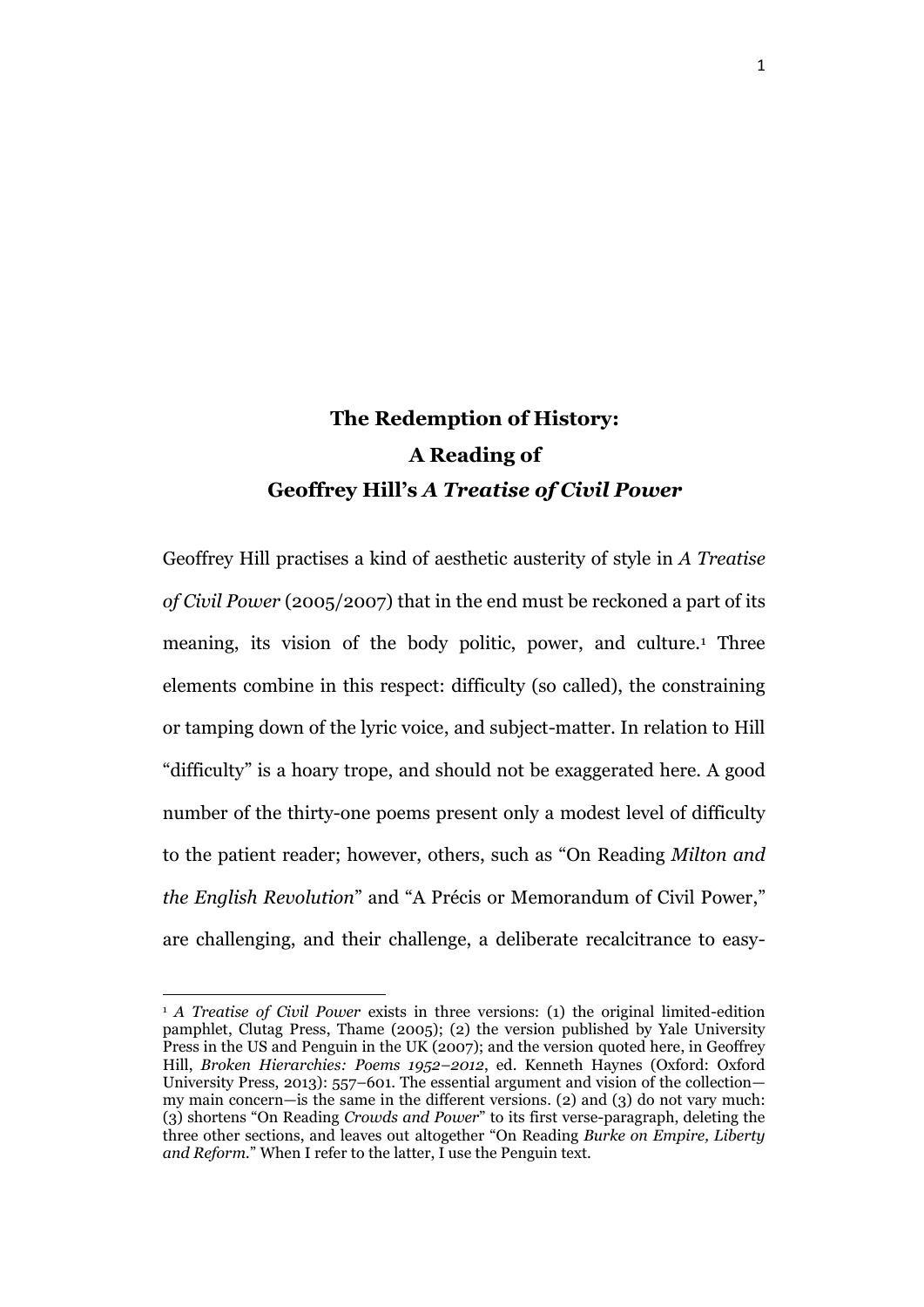# The Redemption of History: A Reading of Geoffrey Hill's *A Treatise of Civil Power*

Geoffrey Hill practises a kind of aesthetic austerity of style in *A Treatise of Civil Power* (2005/2007) that in the end must be reckoned a part of its meaning, its vision of the body politic, power, and culture.[1] Three elements combine in this respect: difficulty (so called), the constraining or tamping down of the lyric voice, and subject-matter. In relation to Hill "difficulty" is a hoary trope, and should not be exaggerated here. A good number of the thirty-one poems present only a modest level of difficulty to the patient reader; however, others, such as "On Reading *Milton and the English Revolution*" and "A Précis or Memorandum of Civil Power," are challenging, and their challenge, a deliberate recalcitrance to easy-

[1] *A Treatise of Civil Power* exists in three versions: (1) the original limited-edition pamphlet, Clutag Press, Thame (2005); (2) the version published by Yale University Press in the US and Penguin in the UK (2007); and the version quoted here, in Geoffrey Hill, *Broken Hierarchies: Poems 1952–2012*, ed. Kenneth Haynes (Oxford: Oxford University Press, 2013): 557–601. The essential argument and vision of the collection—my main concern—is the same in the different versions. (2) and (3) do not vary much: (3) shortens "On Reading *Crowds and Power*" to its first verse-paragraph, deleting the three other sections, and leaves out altogether "On Reading *Burke on Empire, Liberty and Reform*." When I refer to the latter, I use the Penguin text.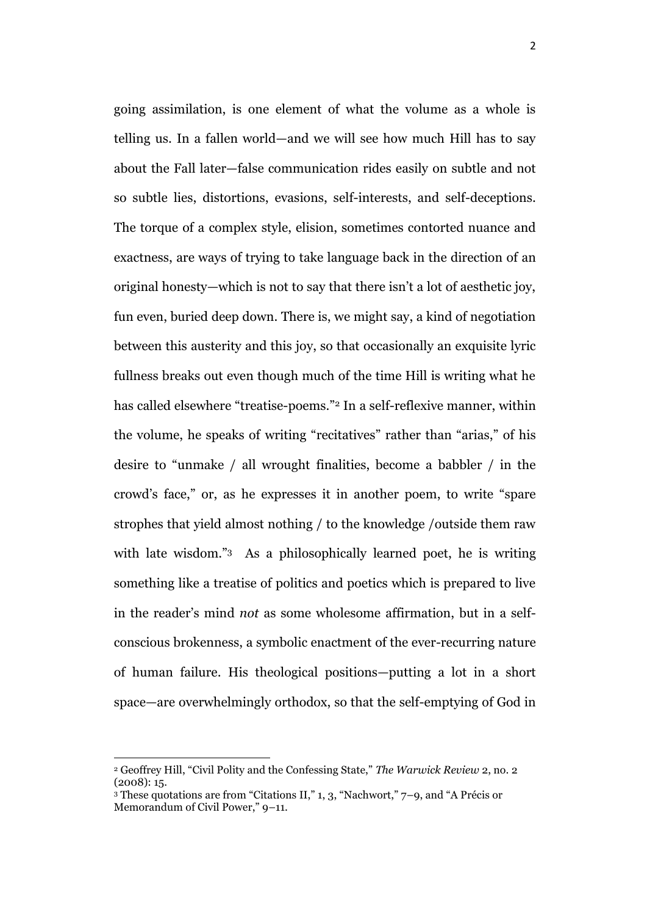going assimilation, is one element of what the volume as a whole is telling us. In a fallen world—and we will see how much Hill has to say about the Fall later—false communication rides easily on subtle and not so subtle lies, distortions, evasions, self-interests, and self-deceptions. The torque of a complex style, elision, sometimes contorted nuance and exactness, are ways of trying to take language back in the direction of an original honesty—which is not to say that there isn't a lot of aesthetic joy, fun even, buried deep down. There is, we might say, a kind of negotiation between this austerity and this joy, so that occasionally an exquisite lyric fullness breaks out even though much of the time Hill is writing what he has called elsewhere "treatise-poems."[2] In a self-reflexive manner, within the volume, he speaks of writing "recitatives" rather than "arias," of his desire to "unmake / all wrought finalities, become a babbler / in the crowd's face," or, as he expresses it in another poem, to write "spare strophes that yield almost nothing / to the knowledge /outside them raw with late wisdom."[3] As a philosophically learned poet, he is writing something like a treatise of politics and poetics which is prepared to live in the reader's mind *not* as some wholesome affirmation, but in a self-conscious brokenness, a symbolic enactment of the ever-recurring nature of human failure. His theological positions—putting a lot in a short space—are overwhelmingly orthodox, so that the self-emptying of God in

[2] Geoffrey Hill, "Civil Polity and the Confessing State," *The Warwick Review* 2, no. 2 (2008): 15.

[3] These quotations are from "Citations II," 1, 3, "Nachwort," 7–9, and "A Précis or Memorandum of Civil Power," 9–11.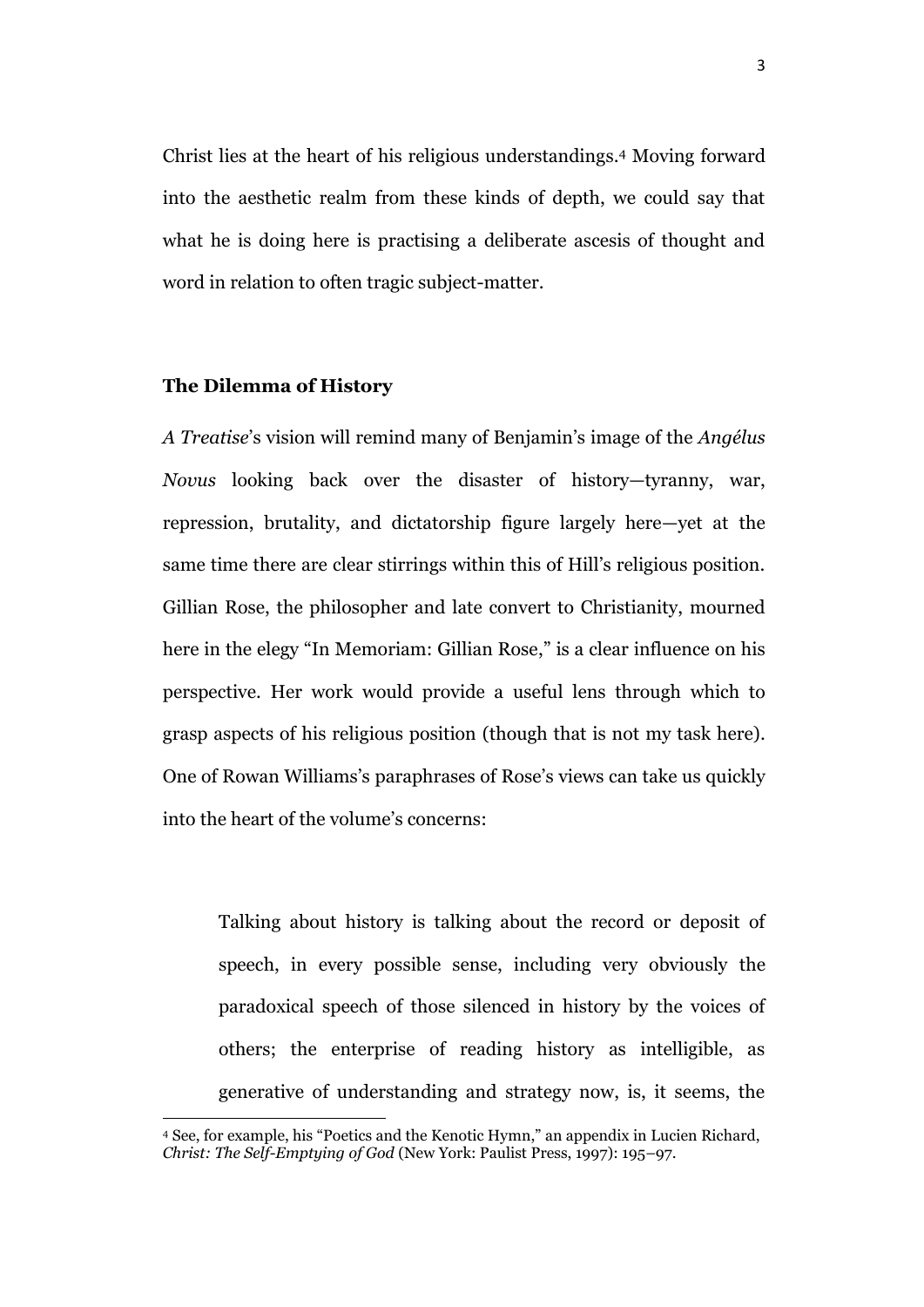Christ lies at the heart of his religious understandings.[4] Moving forward into the aesthetic realm from these kinds of depth, we could say that what he is doing here is practising a deliberate ascesis of thought and word in relation to often tragic subject-matter.

## The Dilemma of History

*A Treatise*'s vision will remind many of Benjamin's image of the *Angélus Novus* looking back over the disaster of history—tyranny, war, repression, brutality, and dictatorship figure largely here—yet at the same time there are clear stirrings within this of Hill's religious position. Gillian Rose, the philosopher and late convert to Christianity, mourned here in the elegy "In Memoriam: Gillian Rose," is a clear influence on his perspective. Her work would provide a useful lens through which to grasp aspects of his religious position (though that is not my task here). One of Rowan Williams's paraphrases of Rose's views can take us quickly into the heart of the volume's concerns:

> Talking about history is talking about the record or deposit of speech, in every possible sense, including very obviously the paradoxical speech of those silenced in history by the voices of others; the enterprise of reading history as intelligible, as generative of understanding and strategy now, is, it seems, the

[4] See, for example, his "Poetics and the Kenotic Hymn," an appendix in Lucien Richard, *Christ: The Self-Emptying of God* (New York: Paulist Press, 1997): 195–97.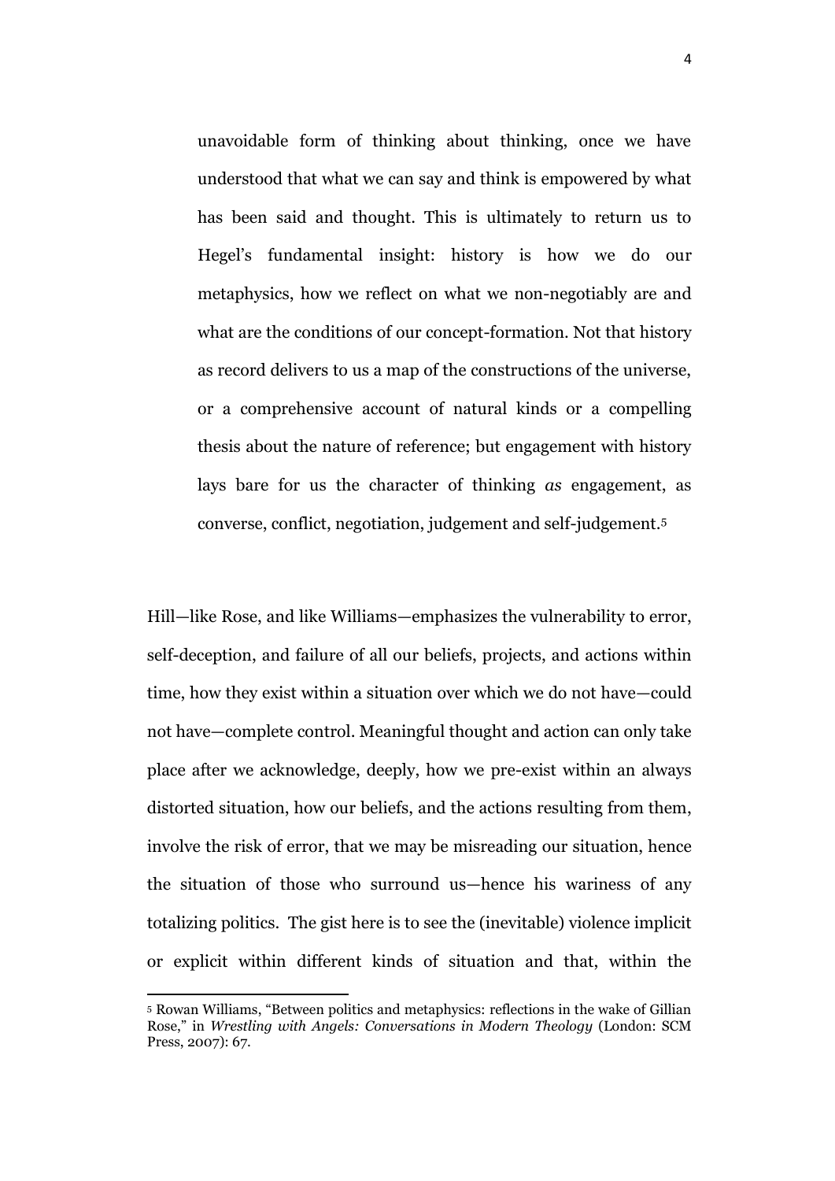> unavoidable form of thinking about thinking, once we have understood that what we can say and think is empowered by what has been said and thought. This is ultimately to return us to Hegel's fundamental insight: history is how we do our metaphysics, how we reflect on what we non-negotiably are and what are the conditions of our concept-formation. Not that history as record delivers to us a map of the constructions of the universe, or a comprehensive account of natural kinds or a compelling thesis about the nature of reference; but engagement with history lays bare for us the character of thinking *as* engagement, as converse, conflict, negotiation, judgement and self-judgement.[5]

Hill—like Rose, and like Williams—emphasizes the vulnerability to error, self-deception, and failure of all our beliefs, projects, and actions within time, how they exist within a situation over which we do not have—could not have—complete control. Meaningful thought and action can only take place after we acknowledge, deeply, how we pre-exist within an always distorted situation, how our beliefs, and the actions resulting from them, involve the risk of error, that we may be misreading our situation, hence the situation of those who surround us—hence his wariness of any totalizing politics. The gist here is to see the (inevitable) violence implicit or explicit within different kinds of situation and that, within the

[5] Rowan Williams, "Between politics and metaphysics: reflections in the wake of Gillian Rose," in *Wrestling with Angels: Conversations in Modern Theology* (London: SCM Press, 2007): 67.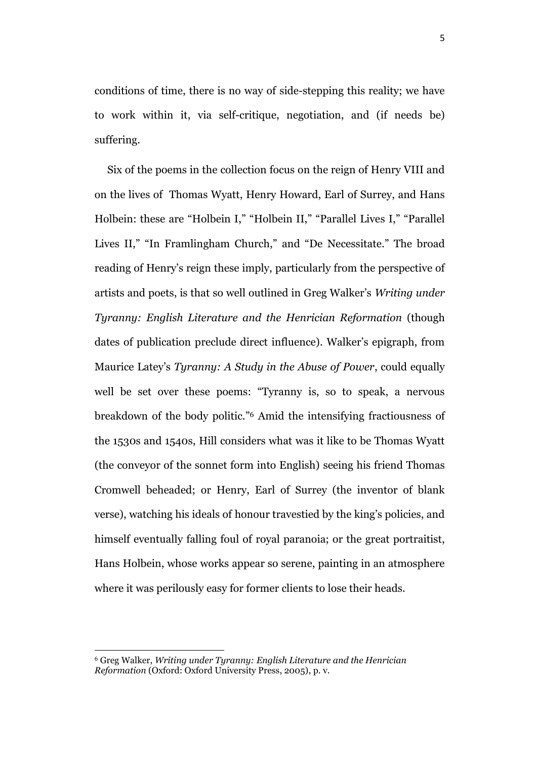conditions of time, there is no way of side-stepping this reality; we have to work within it, via self-critique, negotiation, and (if needs be) suffering.

Six of the poems in the collection focus on the reign of Henry VIII and on the lives of Thomas Wyatt, Henry Howard, Earl of Surrey, and Hans Holbein: these are "Holbein I," "Holbein II," "Parallel Lives I," "Parallel Lives II," "In Framlingham Church," and "De Necessitate." The broad reading of Henry's reign these imply, particularly from the perspective of artists and poets, is that so well outlined in Greg Walker's *Writing under Tyranny: English Literature and the Henrician Reformation* (though dates of publication preclude direct influence). Walker's epigraph, from Maurice Latey's *Tyranny: A Study in the Abuse of Power*, could equally well be set over these poems: "Tyranny is, so to speak, a nervous breakdown of the body politic."[6] Amid the intensifying fractiousness of the 1530s and 1540s, Hill considers what was it like to be Thomas Wyatt (the conveyor of the sonnet form into English) seeing his friend Thomas Cromwell beheaded; or Henry, Earl of Surrey (the inventor of blank verse), watching his ideals of honour travestied by the king's policies, and himself eventually falling foul of royal paranoia; or the great portraitist, Hans Holbein, whose works appear so serene, painting in an atmosphere where it was perilously easy for former clients to lose their heads.

[6] Greg Walker, *Writing under Tyranny: English Literature and the Henrician Reformation* (Oxford: Oxford University Press, 2005), p. v.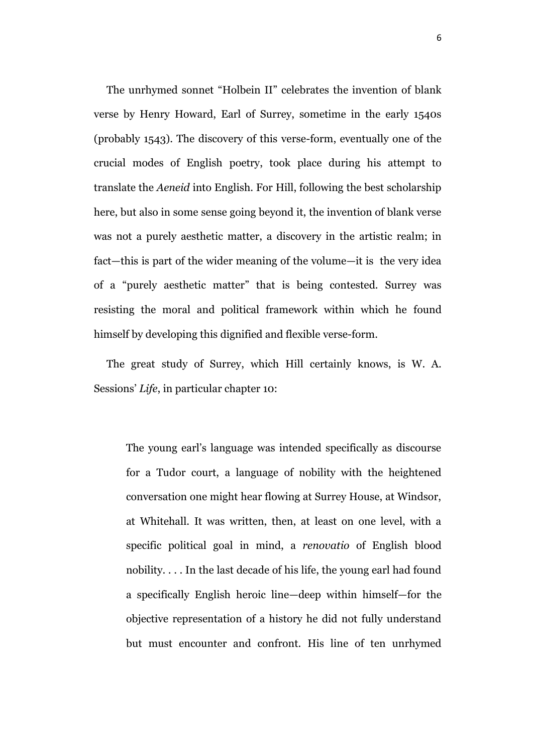The unrhymed sonnet "Holbein II" celebrates the invention of blank verse by Henry Howard, Earl of Surrey, sometime in the early 1540s (probably 1543). The discovery of this verse-form, eventually one of the crucial modes of English poetry, took place during his attempt to translate the *Aeneid* into English. For Hill, following the best scholarship here, but also in some sense going beyond it, the invention of blank verse was not a purely aesthetic matter, a discovery in the artistic realm; in fact—this is part of the wider meaning of the volume—it is the very idea of a "purely aesthetic matter" that is being contested. Surrey was resisting the moral and political framework within which he found himself by developing this dignified and flexible verse-form.

The great study of Surrey, which Hill certainly knows, is W. A. Sessions' *Life*, in particular chapter 10:

> The young earl's language was intended specifically as discourse for a Tudor court, a language of nobility with the heightened conversation one might hear flowing at Surrey House, at Windsor, at Whitehall. It was written, then, at least on one level, with a specific political goal in mind, a *renovatio* of English blood nobility. . . . In the last decade of his life, the young earl had found a specifically English heroic line—deep within himself—for the objective representation of a history he did not fully understand but must encounter and confront. His line of ten unrhymed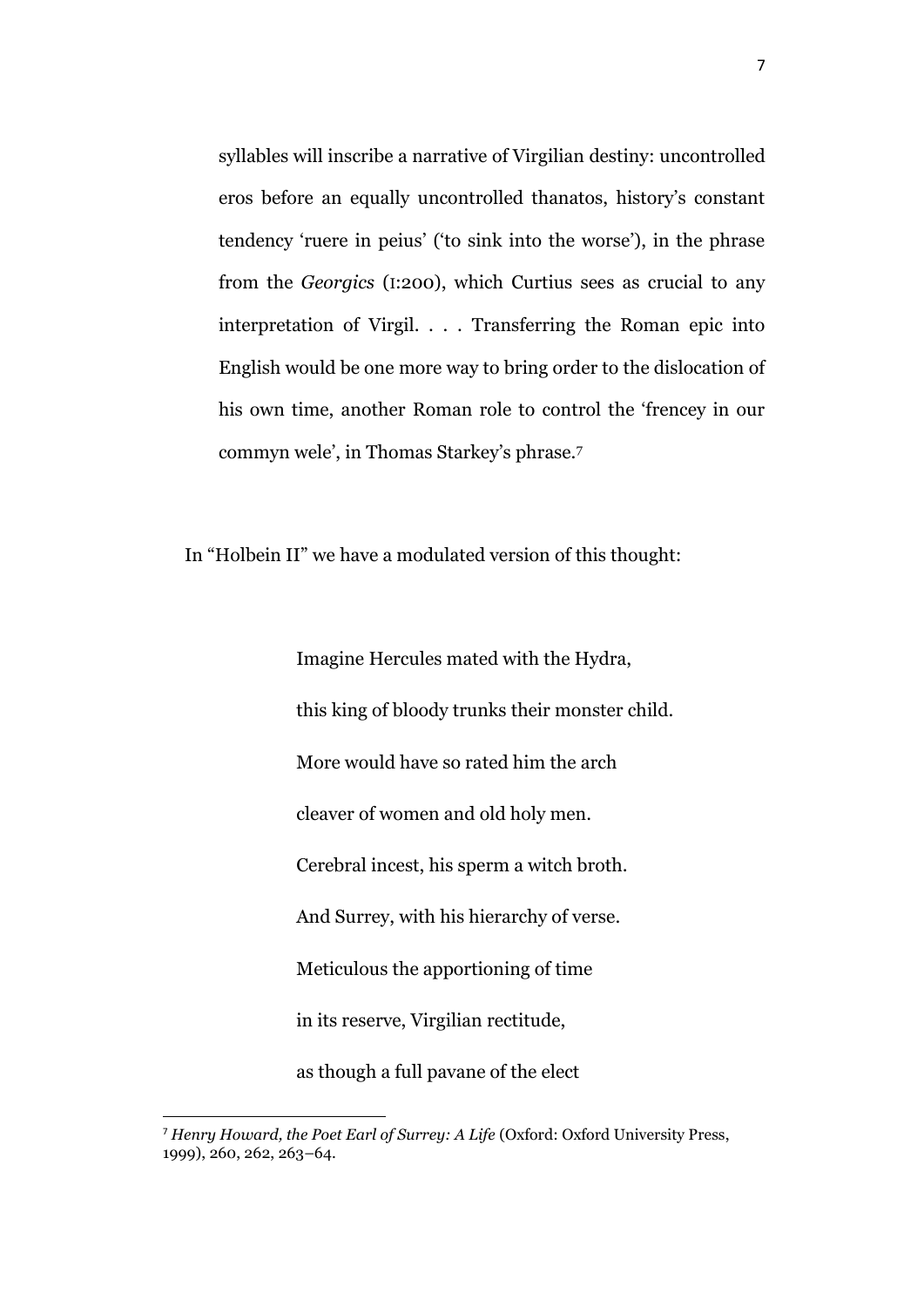> syllables will inscribe a narrative of Virgilian destiny: uncontrolled eros before an equally uncontrolled thanatos, history's constant tendency 'ruere in peius' ('to sink into the worse'), in the phrase from the *Georgics* (I:200), which Curtius sees as crucial to any interpretation of Virgil. . . . Transferring the Roman epic into English would be one more way to bring order to the dislocation of his own time, another Roman role to control the 'frencey in our commyn wele', in Thomas Starkey's phrase.[7]

In "Holbein II" we have a modulated version of this thought:

> Imagine Hercules mated with the Hydra,
> this king of bloody trunks their monster child.
> More would have so rated him the arch
> cleaver of women and old holy men.
> Cerebral incest, his sperm a witch broth.
> And Surrey, with his hierarchy of verse.
> Meticulous the apportioning of time
> in its reserve, Virgilian rectitude,
> as though a full pavane of the elect

[7] *Henry Howard, the Poet Earl of Surrey: A Life* (Oxford: Oxford University Press, 1999), 260, 262, 263–64.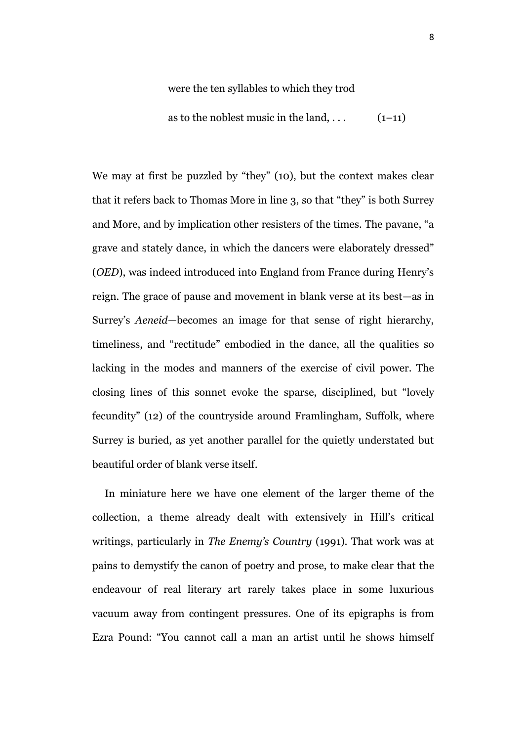> were the ten syllables to which they trod
>
> as to the noblest music in the land, . . . (1–11)

We may at first be puzzled by “they” (10), but the context makes clear that it refers back to Thomas More in line 3, so that “they” is both Surrey and More, and by implication other resisters of the times. The pavane, “a grave and stately dance, in which the dancers were elaborately dressed” (*OED*), was indeed introduced into England from France during Henry’s reign. The grace of pause and movement in blank verse at its best—as in Surrey’s *Aeneid*—becomes an image for that sense of right hierarchy, timeliness, and “rectitude” embodied in the dance, all the qualities so lacking in the modes and manners of the exercise of civil power. The closing lines of this sonnet evoke the sparse, disciplined, but “lovely fecundity” (12) of the countryside around Framlingham, Suffolk, where Surrey is buried, as yet another parallel for the quietly understated but beautiful order of blank verse itself.

In miniature here we have one element of the larger theme of the collection, a theme already dealt with extensively in Hill’s critical writings, particularly in *The Enemy’s Country* (1991). That work was at pains to demystify the canon of poetry and prose, to make clear that the endeavour of real literary art rarely takes place in some luxurious vacuum away from contingent pressures. One of its epigraphs is from Ezra Pound: “You cannot call a man an artist until he shows himself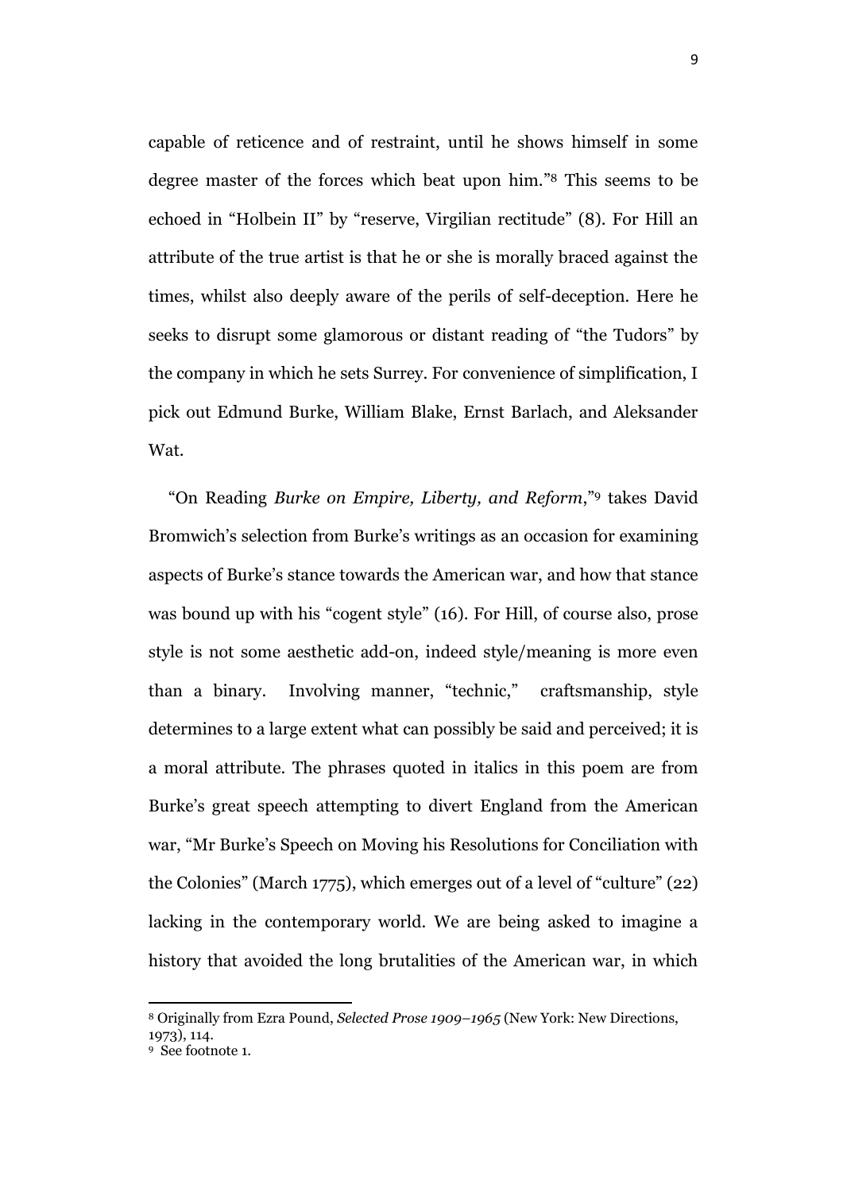capable of reticence and of restraint, until he shows himself in some degree master of the forces which beat upon him."[8] This seems to be echoed in "Holbein II" by "reserve, Virgilian rectitude" (8). For Hill an attribute of the true artist is that he or she is morally braced against the times, whilst also deeply aware of the perils of self-deception. Here he seeks to disrupt some glamorous or distant reading of "the Tudors" by the company in which he sets Surrey. For convenience of simplification, I pick out Edmund Burke, William Blake, Ernst Barlach, and Aleksander Wat.

"On Reading *Burke on Empire, Liberty, and Reform*,"[9] takes David Bromwich's selection from Burke's writings as an occasion for examining aspects of Burke's stance towards the American war, and how that stance was bound up with his "cogent style" (16). For Hill, of course also, prose style is not some aesthetic add-on, indeed style/meaning is more even than a binary. Involving manner, "technic," craftsmanship, style determines to a large extent what can possibly be said and perceived; it is a moral attribute. The phrases quoted in italics in this poem are from Burke's great speech attempting to divert England from the American war, "Mr Burke's Speech on Moving his Resolutions for Conciliation with the Colonies" (March 1775), which emerges out of a level of "culture" (22) lacking in the contemporary world. We are being asked to imagine a history that avoided the long brutalities of the American war, in which

---

[8] Originally from Ezra Pound, *Selected Prose 1909–1965* (New York: New Directions, 1973), 114.

[9] See footnote 1.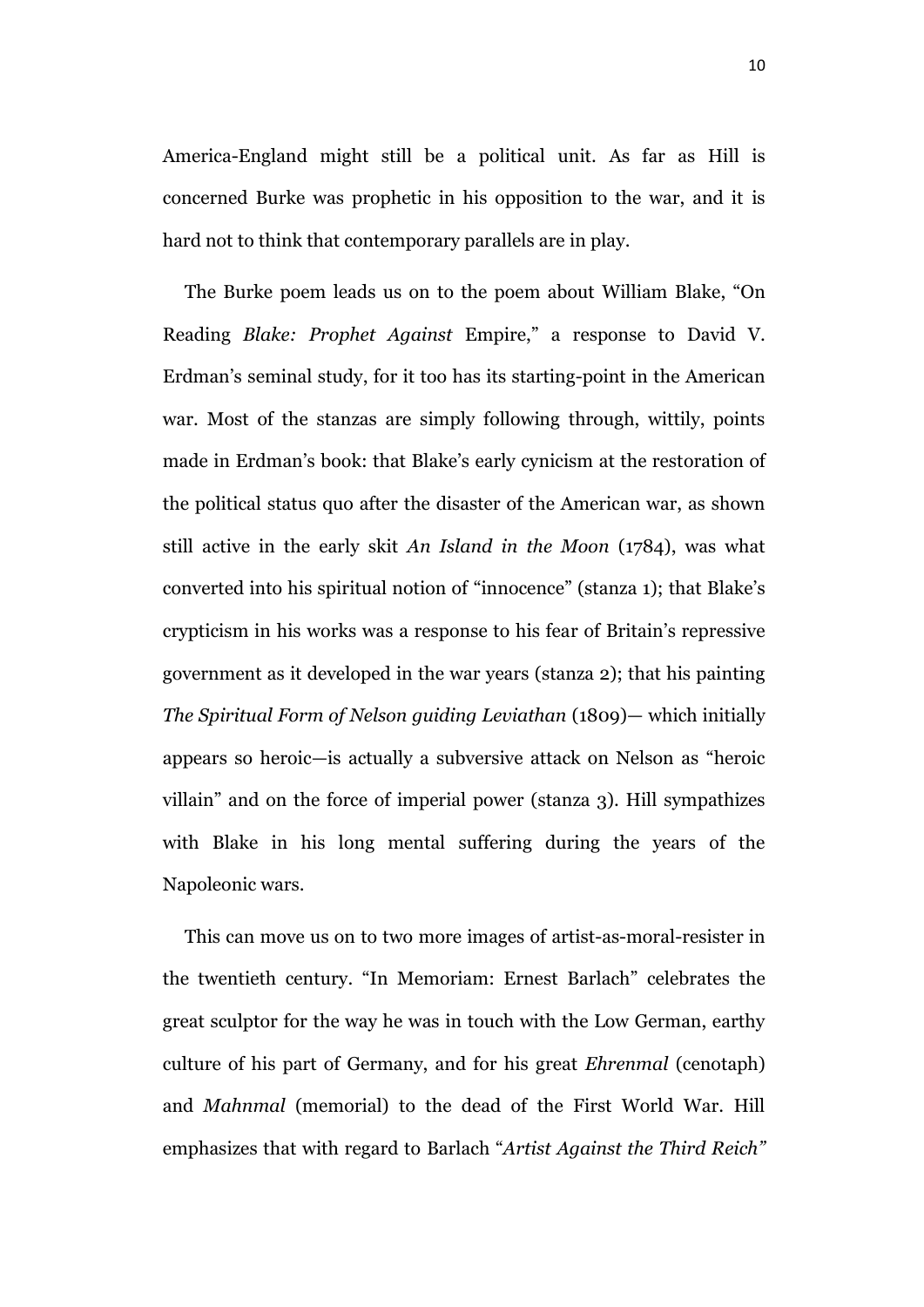America-England might still be a political unit. As far as Hill is concerned Burke was prophetic in his opposition to the war, and it is hard not to think that contemporary parallels are in play.

The Burke poem leads us on to the poem about William Blake, "On Reading *Blake: Prophet Against* Empire," a response to David V. Erdman's seminal study, for it too has its starting-point in the American war. Most of the stanzas are simply following through, wittily, points made in Erdman's book: that Blake's early cynicism at the restoration of the political status quo after the disaster of the American war, as shown still active in the early skit *An Island in the Moon* (1784), was what converted into his spiritual notion of "innocence" (stanza 1); that Blake's crypticism in his works was a response to his fear of Britain's repressive government as it developed in the war years (stanza 2); that his painting *The Spiritual Form of Nelson guiding Leviathan* (1809)— which initially appears so heroic—is actually a subversive attack on Nelson as "heroic villain" and on the force of imperial power (stanza 3). Hill sympathizes with Blake in his long mental suffering during the years of the Napoleonic wars.

This can move us on to two more images of artist-as-moral-resister in the twentieth century. "In Memoriam: Ernest Barlach" celebrates the great sculptor for the way he was in touch with the Low German, earthy culture of his part of Germany, and for his great *Ehrenmal* (cenotaph) and *Mahnmal* (memorial) to the dead of the First World War. Hill emphasizes that with regard to Barlach "*Artist Against the Third Reich"*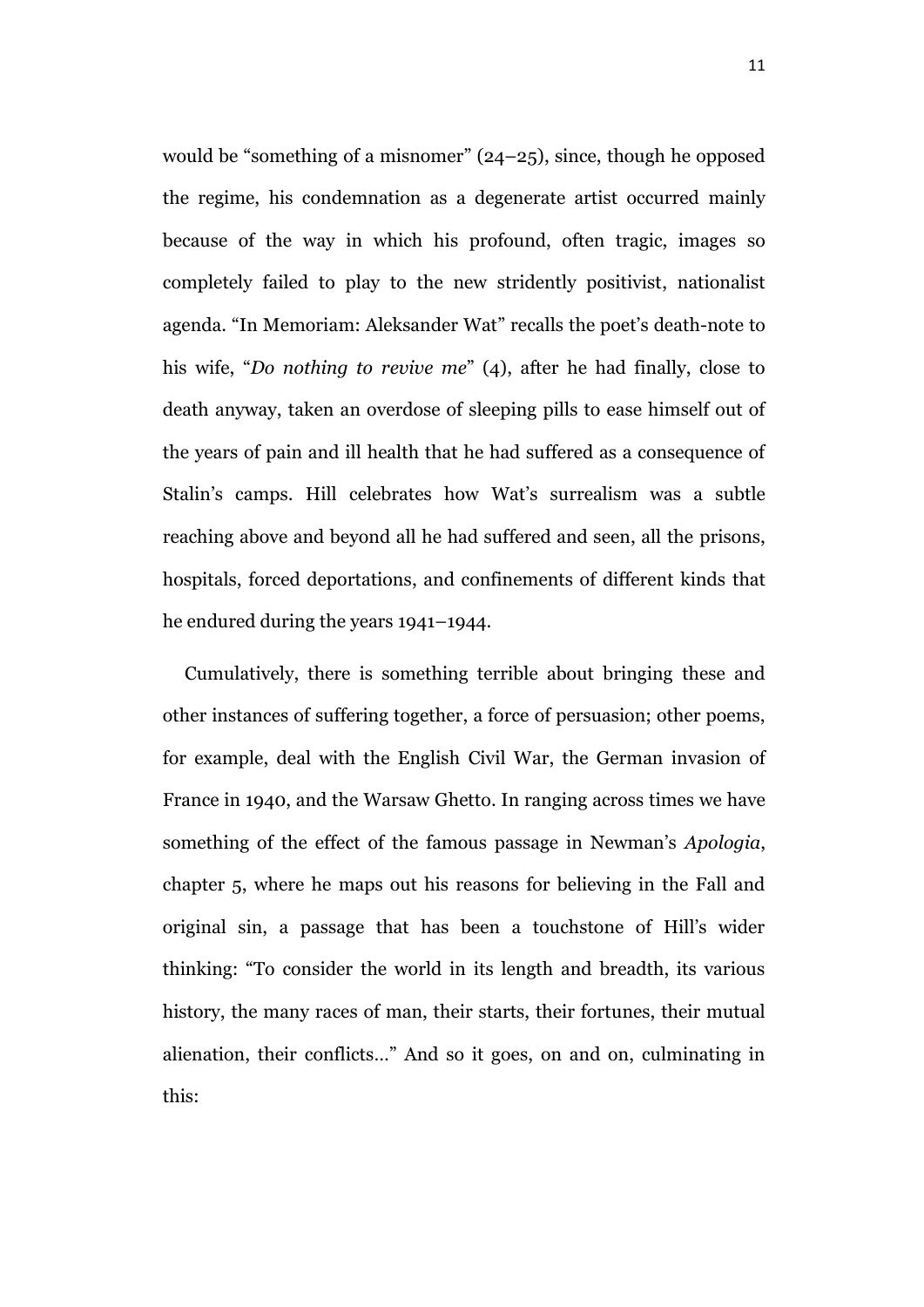would be "something of a misnomer" (24–25), since, though he opposed the regime, his condemnation as a degenerate artist occurred mainly because of the way in which his profound, often tragic, images so completely failed to play to the new stridently positivist, nationalist agenda. "In Memoriam: Aleksander Wat" recalls the poet's death-note to his wife, "*Do nothing to revive me*" (4), after he had finally, close to death anyway, taken an overdose of sleeping pills to ease himself out of the years of pain and ill health that he had suffered as a consequence of Stalin's camps. Hill celebrates how Wat's surrealism was a subtle reaching above and beyond all he had suffered and seen, all the prisons, hospitals, forced deportations, and confinements of different kinds that he endured during the years 1941–1944.

Cumulatively, there is something terrible about bringing these and other instances of suffering together, a force of persuasion; other poems, for example, deal with the English Civil War, the German invasion of France in 1940, and the Warsaw Ghetto. In ranging across times we have something of the effect of the famous passage in Newman's *Apologia*, chapter 5, where he maps out his reasons for believing in the Fall and original sin, a passage that has been a touchstone of Hill's wider thinking: "To consider the world in its length and breadth, its various history, the many races of man, their starts, their fortunes, their mutual alienation, their conflicts…" And so it goes, on and on, culminating in this: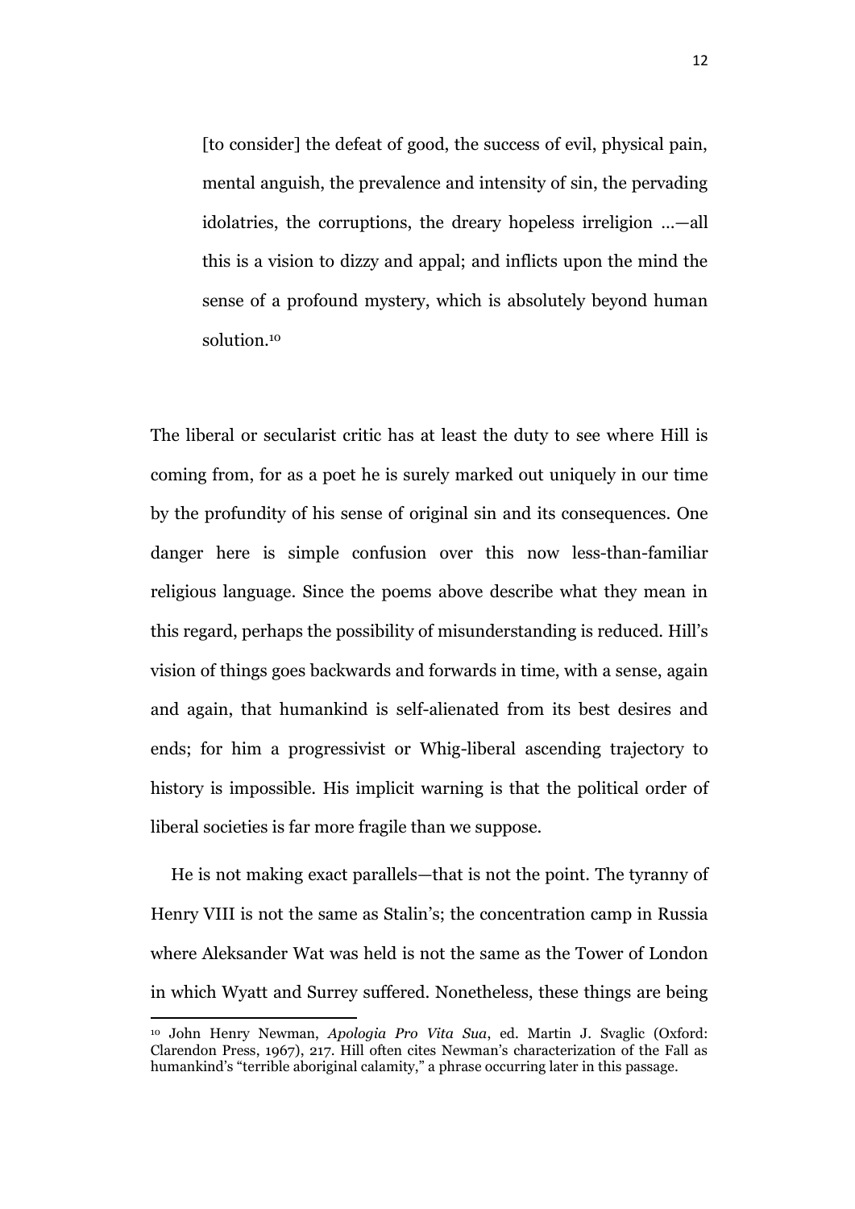> [to consider] the defeat of good, the success of evil, physical pain, mental anguish, the prevalence and intensity of sin, the pervading idolatries, the corruptions, the dreary hopeless irreligion ...—all this is a vision to dizzy and appal; and inflicts upon the mind the sense of a profound mystery, which is absolutely beyond human solution.[10]

The liberal or secularist critic has at least the duty to see where Hill is coming from, for as a poet he is surely marked out uniquely in our time by the profundity of his sense of original sin and its consequences. One danger here is simple confusion over this now less-than-familiar religious language. Since the poems above describe what they mean in this regard, perhaps the possibility of misunderstanding is reduced. Hill's vision of things goes backwards and forwards in time, with a sense, again and again, that humankind is self-alienated from its best desires and ends; for him a progressivist or Whig-liberal ascending trajectory to history is impossible. His implicit warning is that the political order of liberal societies is far more fragile than we suppose.

He is not making exact parallels—that is not the point. The tyranny of Henry VIII is not the same as Stalin's; the concentration camp in Russia where Aleksander Wat was held is not the same as the Tower of London in which Wyatt and Surrey suffered. Nonetheless, these things are being

---

[10] John Henry Newman, *Apologia Pro Vita Sua*, ed. Martin J. Svaglic (Oxford: Clarendon Press, 1967), 217. Hill often cites Newman's characterization of the Fall as humankind's "terrible aboriginal calamity," a phrase occurring later in this passage.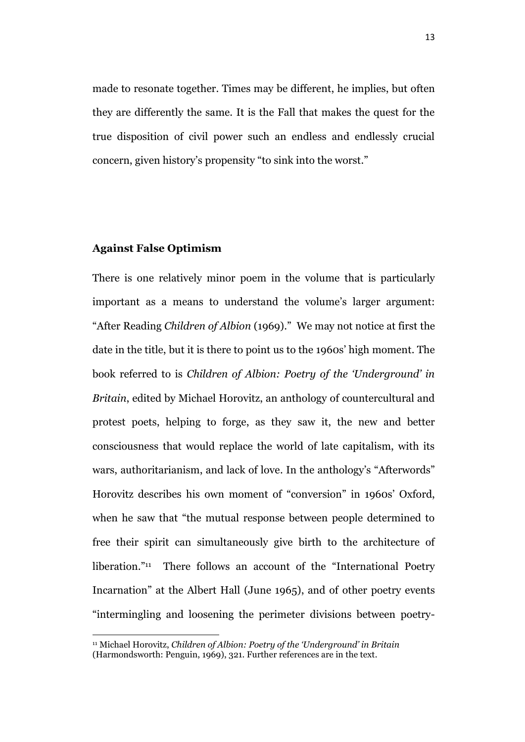made to resonate together. Times may be different, he implies, but often they are differently the same. It is the Fall that makes the quest for the true disposition of civil power such an endless and endlessly crucial concern, given history's propensity "to sink into the worst."

## Against False Optimism

There is one relatively minor poem in the volume that is particularly important as a means to understand the volume's larger argument: "After Reading *Children of Albion* (1969)." We may not notice at first the date in the title, but it is there to point us to the 1960s' high moment. The book referred to is *Children of Albion: Poetry of the 'Underground' in Britain*, edited by Michael Horovitz, an anthology of countercultural and protest poets, helping to forge, as they saw it, the new and better consciousness that would replace the world of late capitalism, with its wars, authoritarianism, and lack of love. In the anthology's "Afterwords" Horovitz describes his own moment of "conversion" in 1960s' Oxford, when he saw that "the mutual response between people determined to free their spirit can simultaneously give birth to the architecture of liberation."[11] There follows an account of the "International Poetry Incarnation" at the Albert Hall (June 1965), and of other poetry events "intermingling and loosening the perimeter divisions between poetry-

---

[11] Michael Horovitz, *Children of Albion: Poetry of the 'Underground' in Britain* (Harmondsworth: Penguin, 1969), 321. Further references are in the text.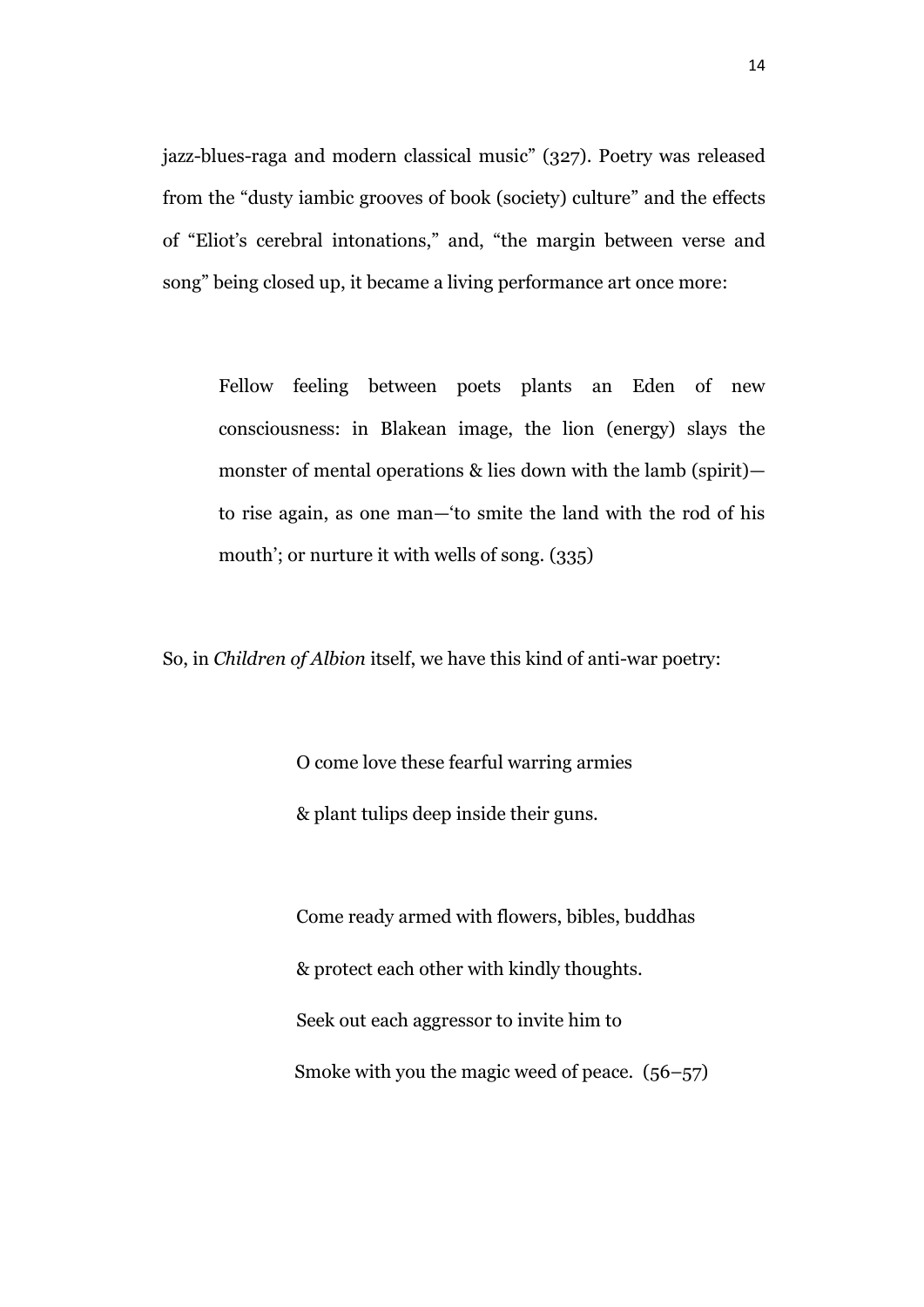jazz-blues-raga and modern classical music" (327). Poetry was released from the "dusty iambic grooves of book (society) culture" and the effects of "Eliot's cerebral intonations," and, "the margin between verse and song" being closed up, it became a living performance art once more:

> Fellow feeling between poets plants an Eden of new consciousness: in Blakean image, the lion (energy) slays the monster of mental operations & lies down with the lamb (spirit)—to rise again, as one man—'to smite the land with the rod of his mouth'; or nurture it with wells of song. (335)

So, in *Children of Albion* itself, we have this kind of anti-war poetry:

> O come love these fearful warring armies  
> & plant tulips deep inside their guns.
>
> Come ready armed with flowers, bibles, buddhas  
> & protect each other with kindly thoughts.  
> Seek out each aggressor to invite him to  
> Smoke with you the magic weed of peace. (56–57)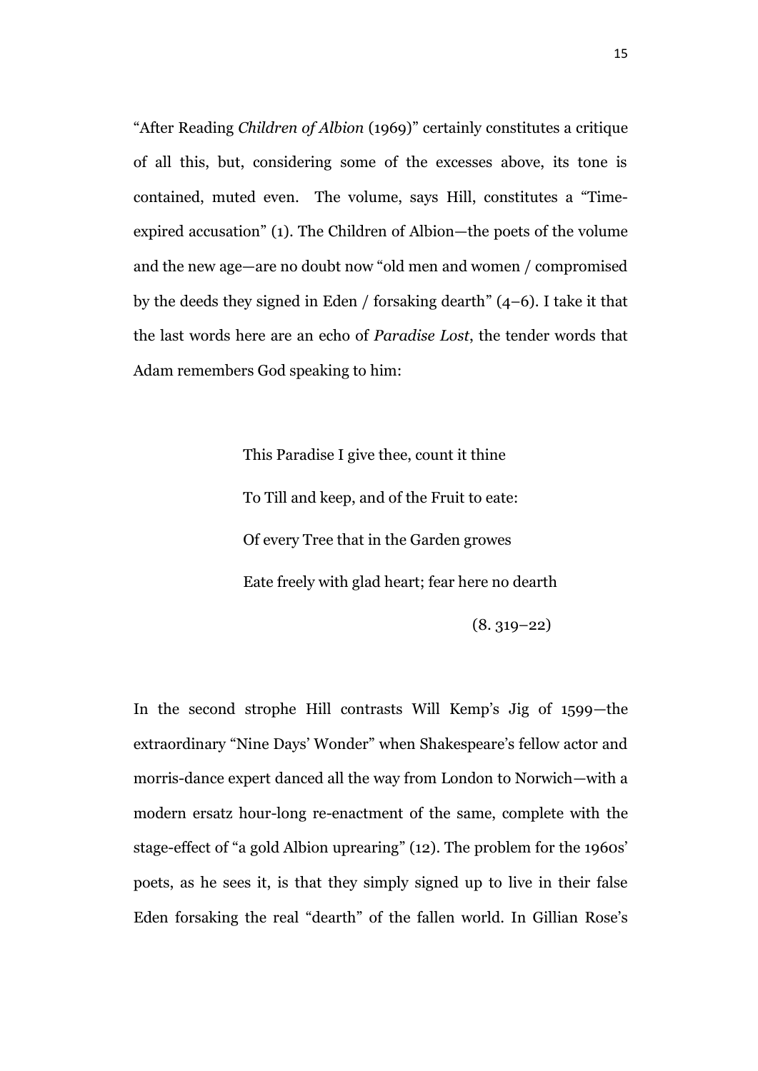"After Reading *Children of Albion* (1969)" certainly constitutes a critique of all this, but, considering some of the excesses above, its tone is contained, muted even. The volume, says Hill, constitutes a "Time-expired accusation" (1). The Children of Albion—the poets of the volume and the new age—are no doubt now "old men and women / compromised by the deeds they signed in Eden / forsaking dearth" (4–6). I take it that the last words here are an echo of *Paradise Lost*, the tender words that Adam remembers God speaking to him:

> This Paradise I give thee, count it thine
>
> To Till and keep, and of the Fruit to eate:
>
> Of every Tree that in the Garden growes
>
> Eate freely with glad heart; fear here no dearth
>
> (8. 319–22)

In the second strophe Hill contrasts Will Kemp's Jig of 1599—the extraordinary "Nine Days' Wonder" when Shakespeare's fellow actor and morris-dance expert danced all the way from London to Norwich—with a modern ersatz hour-long re-enactment of the same, complete with the stage-effect of "a gold Albion uprearing" (12). The problem for the 1960s' poets, as he sees it, is that they simply signed up to live in their false Eden forsaking the real "dearth" of the fallen world. In Gillian Rose's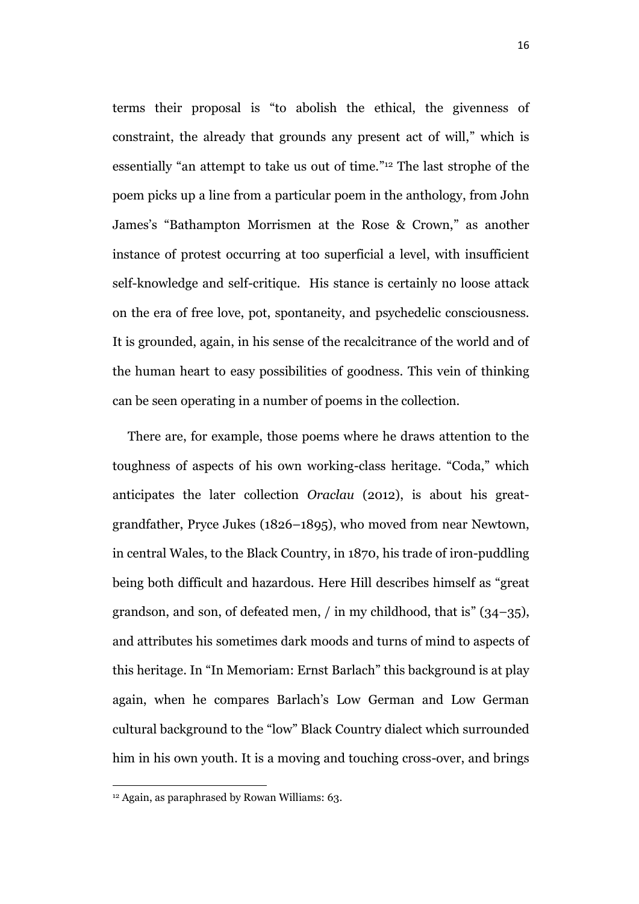terms their proposal is "to abolish the ethical, the givenness of constraint, the already that grounds any present act of will," which is essentially "an attempt to take us out of time."[12] The last strophe of the poem picks up a line from a particular poem in the anthology, from John James's "Bathampton Morrismen at the Rose & Crown," as another instance of protest occurring at too superficial a level, with insufficient self-knowledge and self-critique. His stance is certainly no loose attack on the era of free love, pot, spontaneity, and psychedelic consciousness. It is grounded, again, in his sense of the recalcitrance of the world and of the human heart to easy possibilities of goodness. This vein of thinking can be seen operating in a number of poems in the collection.

There are, for example, those poems where he draws attention to the toughness of aspects of his own working-class heritage. "Coda," which anticipates the later collection *Oraclau* (2012), is about his great-grandfather, Pryce Jukes (1826–1895), who moved from near Newtown, in central Wales, to the Black Country, in 1870, his trade of iron-puddling being both difficult and hazardous. Here Hill describes himself as "great grandson, and son, of defeated men, / in my childhood, that is" (34–35), and attributes his sometimes dark moods and turns of mind to aspects of this heritage. In "In Memoriam: Ernst Barlach" this background is at play again, when he compares Barlach's Low German and Low German cultural background to the "low" Black Country dialect which surrounded him in his own youth. It is a moving and touching cross-over, and brings

[12] Again, as paraphrased by Rowan Williams: 63.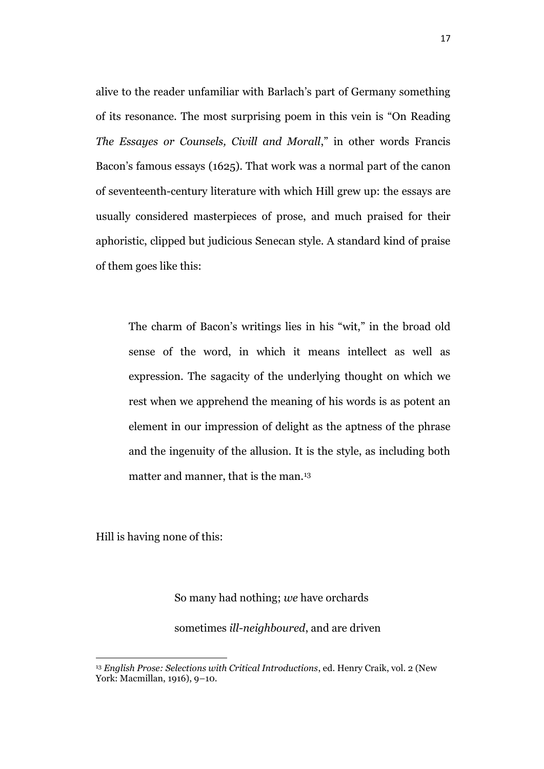alive to the reader unfamiliar with Barlach's part of Germany something of its resonance. The most surprising poem in this vein is "On Reading *The Essayes or Counsels, Civill and Morall*," in other words Francis Bacon's famous essays (1625). That work was a normal part of the canon of seventeenth-century literature with which Hill grew up: the essays are usually considered masterpieces of prose, and much praised for their aphoristic, clipped but judicious Senecan style. A standard kind of praise of them goes like this:

> The charm of Bacon's writings lies in his "wit," in the broad old sense of the word, in which it means intellect as well as expression. The sagacity of the underlying thought on which we rest when we apprehend the meaning of his words is as potent an element in our impression of delight as the aptness of the phrase and the ingenuity of the allusion. It is the style, as including both matter and manner, that is the man.[13]

Hill is having none of this:

> So many had nothing; *we* have orchards
>
> sometimes *ill-neighboured*, and are driven

---

[13] *English Prose: Selections with Critical Introductions*, ed. Henry Craik, vol. 2 (New York: Macmillan, 1916), 9–10.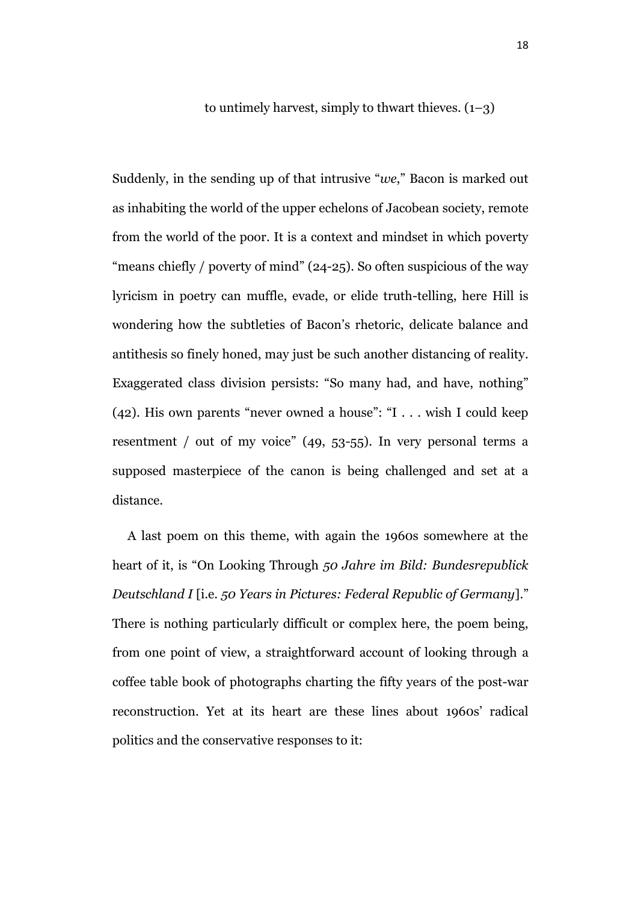to untimely harvest, simply to thwart thieves. (1–3)

Suddenly, in the sending up of that intrusive "*we*," Bacon is marked out as inhabiting the world of the upper echelons of Jacobean society, remote from the world of the poor. It is a context and mindset in which poverty "means chiefly / poverty of mind" (24-25). So often suspicious of the way lyricism in poetry can muffle, evade, or elide truth-telling, here Hill is wondering how the subtleties of Bacon's rhetoric, delicate balance and antithesis so finely honed, may just be such another distancing of reality. Exaggerated class division persists: "So many had, and have, nothing" (42). His own parents "never owned a house": "I . . . wish I could keep resentment / out of my voice" (49, 53-55). In very personal terms a supposed masterpiece of the canon is being challenged and set at a distance.

A last poem on this theme, with again the 1960s somewhere at the heart of it, is "On Looking Through *50 Jahre im Bild: Bundesrepublick Deutschland I* [i.e. *50 Years in Pictures: Federal Republic of Germany*]." There is nothing particularly difficult or complex here, the poem being, from one point of view, a straightforward account of looking through a coffee table book of photographs charting the fifty years of the post-war reconstruction. Yet at its heart are these lines about 1960s' radical politics and the conservative responses to it: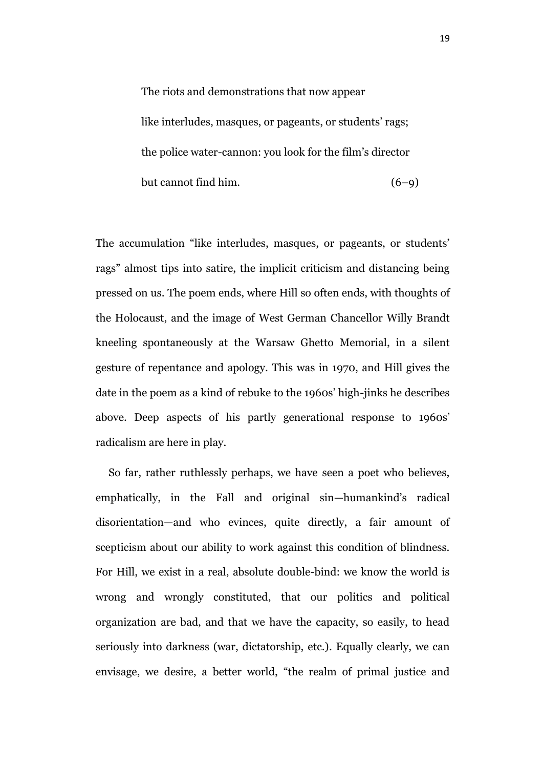> The riots and demonstrations that now appear
>
> like interludes, masques, or pageants, or students' rags;
>
> the police water-cannon: you look for the film's director
>
> but cannot find him. (6–9)

The accumulation "like interludes, masques, or pageants, or students' rags" almost tips into satire, the implicit criticism and distancing being pressed on us. The poem ends, where Hill so often ends, with thoughts of the Holocaust, and the image of West German Chancellor Willy Brandt kneeling spontaneously at the Warsaw Ghetto Memorial, in a silent gesture of repentance and apology. This was in 1970, and Hill gives the date in the poem as a kind of rebuke to the 1960s' high-jinks he describes above. Deep aspects of his partly generational response to 1960s' radicalism are here in play.

So far, rather ruthlessly perhaps, we have seen a poet who believes, emphatically, in the Fall and original sin—humankind's radical disorientation—and who evinces, quite directly, a fair amount of scepticism about our ability to work against this condition of blindness. For Hill, we exist in a real, absolute double-bind: we know the world is wrong and wrongly constituted, that our politics and political organization are bad, and that we have the capacity, so easily, to head seriously into darkness (war, dictatorship, etc.). Equally clearly, we can envisage, we desire, a better world, "the realm of primal justice and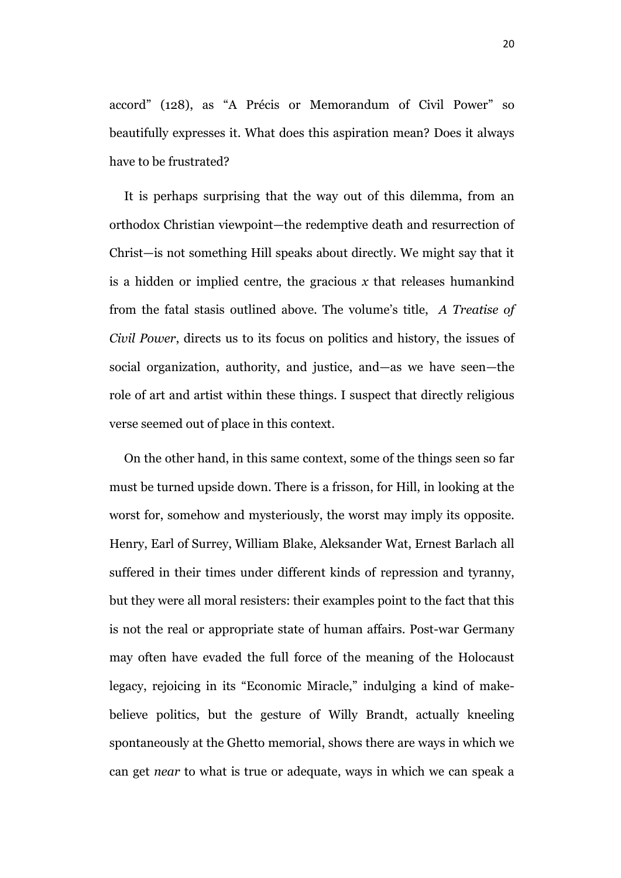accord" (128), as "A Précis or Memorandum of Civil Power" so beautifully expresses it. What does this aspiration mean? Does it always have to be frustrated?

It is perhaps surprising that the way out of this dilemma, from an orthodox Christian viewpoint—the redemptive death and resurrection of Christ—is not something Hill speaks about directly. We might say that it is a hidden or implied centre, the gracious *x* that releases humankind from the fatal stasis outlined above. The volume's title, *A Treatise of Civil Power*, directs us to its focus on politics and history, the issues of social organization, authority, and justice, and—as we have seen—the role of art and artist within these things. I suspect that directly religious verse seemed out of place in this context.

On the other hand, in this same context, some of the things seen so far must be turned upside down. There is a frisson, for Hill, in looking at the worst for, somehow and mysteriously, the worst may imply its opposite. Henry, Earl of Surrey, William Blake, Aleksander Wat, Ernest Barlach all suffered in their times under different kinds of repression and tyranny, but they were all moral resisters: their examples point to the fact that this is not the real or appropriate state of human affairs. Post-war Germany may often have evaded the full force of the meaning of the Holocaust legacy, rejoicing in its "Economic Miracle," indulging a kind of make-believe politics, but the gesture of Willy Brandt, actually kneeling spontaneously at the Ghetto memorial, shows there are ways in which we can get *near* to what is true or adequate, ways in which we can speak a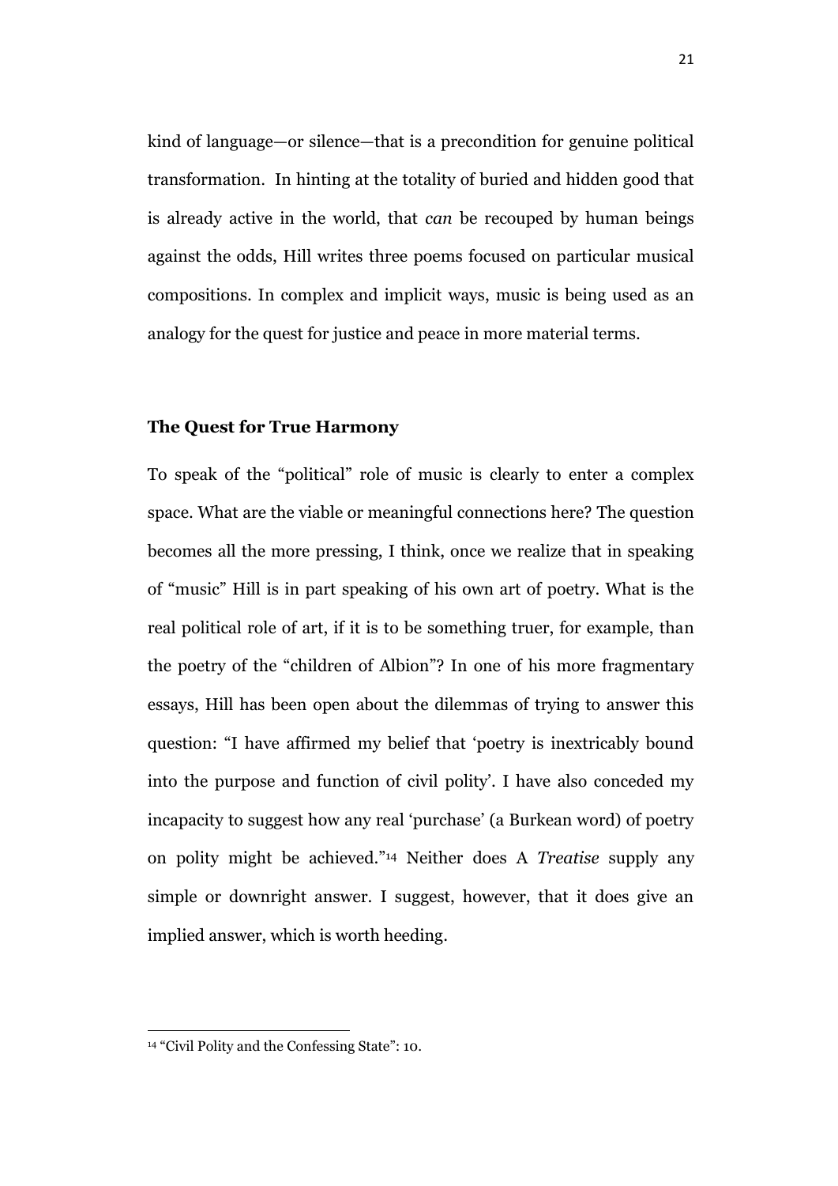kind of language—or silence—that is a precondition for genuine political transformation. In hinting at the totality of buried and hidden good that is already active in the world, that *can* be recouped by human beings against the odds, Hill writes three poems focused on particular musical compositions. In complex and implicit ways, music is being used as an analogy for the quest for justice and peace in more material terms.

## The Quest for True Harmony

To speak of the "political" role of music is clearly to enter a complex space. What are the viable or meaningful connections here? The question becomes all the more pressing, I think, once we realize that in speaking of "music" Hill is in part speaking of his own art of poetry. What is the real political role of art, if it is to be something truer, for example, than the poetry of the "children of Albion"? In one of his more fragmentary essays, Hill has been open about the dilemmas of trying to answer this question: "I have affirmed my belief that 'poetry is inextricably bound into the purpose and function of civil polity'. I have also conceded my incapacity to suggest how any real 'purchase' (a Burkean word) of poetry on polity might be achieved."[14] Neither does A *Treatise* supply any simple or downright answer. I suggest, however, that it does give an implied answer, which is worth heeding.

---

[14] "Civil Polity and the Confessing State": 10.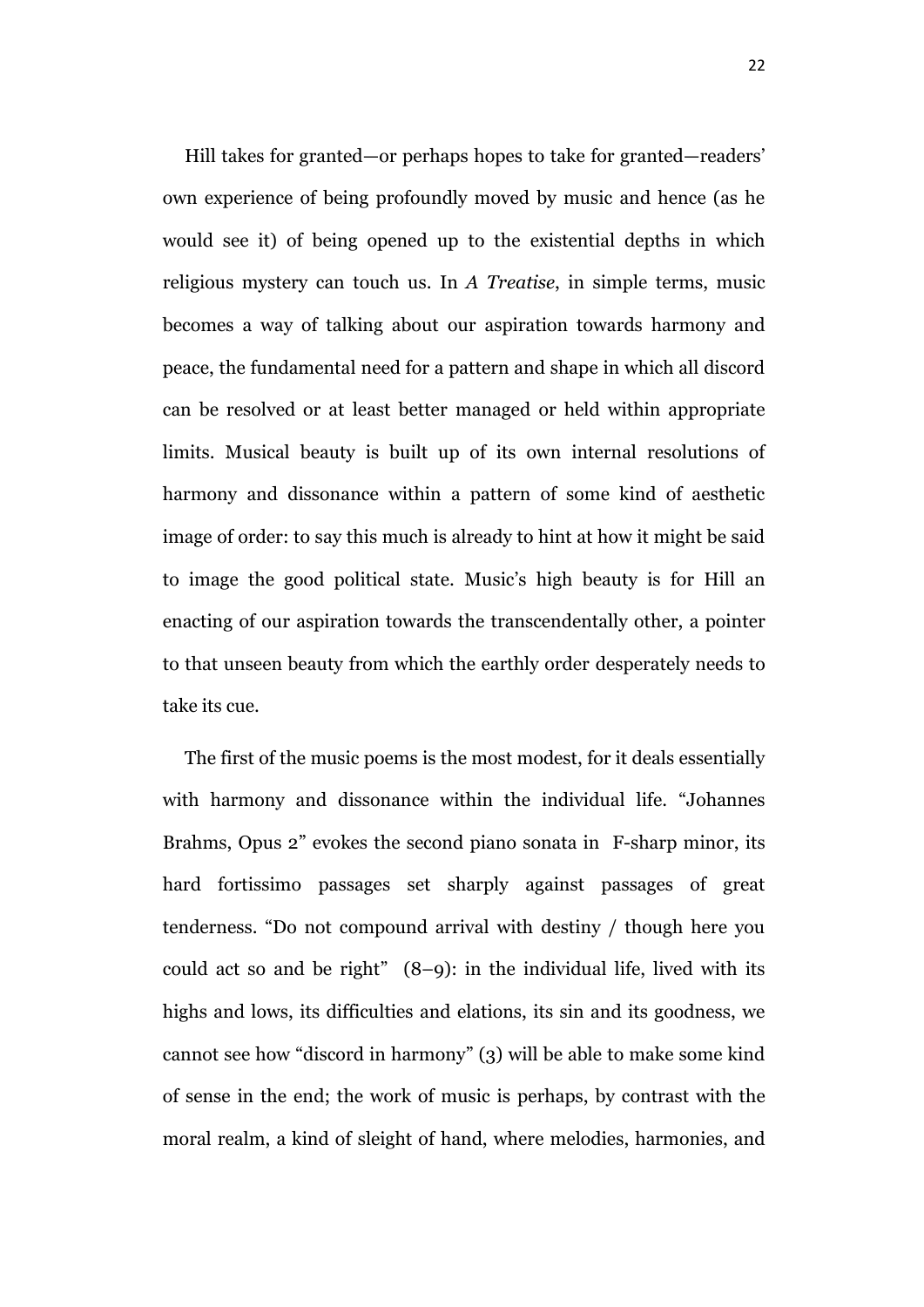Hill takes for granted—or perhaps hopes to take for granted—readers' own experience of being profoundly moved by music and hence (as he would see it) of being opened up to the existential depths in which religious mystery can touch us. In *A Treatise*, in simple terms, music becomes a way of talking about our aspiration towards harmony and peace, the fundamental need for a pattern and shape in which all discord can be resolved or at least better managed or held within appropriate limits. Musical beauty is built up of its own internal resolutions of harmony and dissonance within a pattern of some kind of aesthetic image of order: to say this much is already to hint at how it might be said to image the good political state. Music's high beauty is for Hill an enacting of our aspiration towards the transcendentally other, a pointer to that unseen beauty from which the earthly order desperately needs to take its cue.

The first of the music poems is the most modest, for it deals essentially with harmony and dissonance within the individual life. "Johannes Brahms, Opus 2" evokes the second piano sonata in F-sharp minor, its hard fortissimo passages set sharply against passages of great tenderness. "Do not compound arrival with destiny / though here you could act so and be right" (8–9): in the individual life, lived with its highs and lows, its difficulties and elations, its sin and its goodness, we cannot see how "discord in harmony" (3) will be able to make some kind of sense in the end; the work of music is perhaps, by contrast with the moral realm, a kind of sleight of hand, where melodies, harmonies, and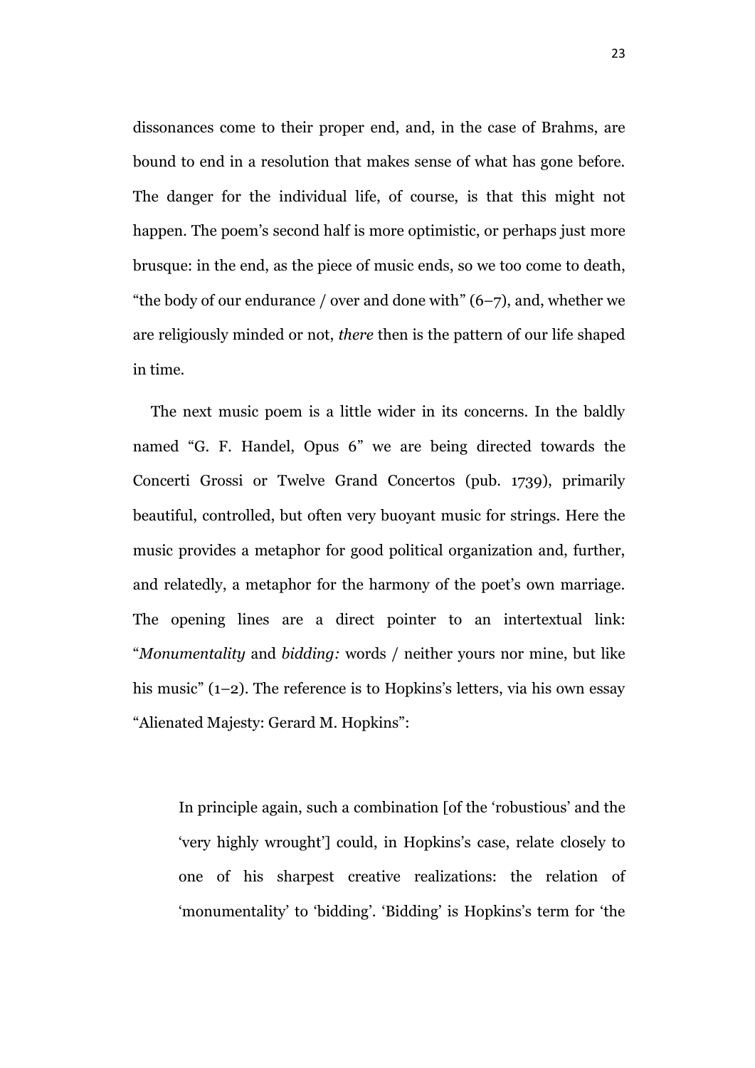dissonances come to their proper end, and, in the case of Brahms, are bound to end in a resolution that makes sense of what has gone before. The danger for the individual life, of course, is that this might not happen. The poem's second half is more optimistic, or perhaps just more brusque: in the end, as the piece of music ends, so we too come to death, "the body of our endurance / over and done with" (6–7), and, whether we are religiously minded or not, *there* then is the pattern of our life shaped in time.

The next music poem is a little wider in its concerns. In the baldly named "G. F. Handel, Opus 6" we are being directed towards the Concerti Grossi or Twelve Grand Concertos (pub. 1739), primarily beautiful, controlled, but often very buoyant music for strings. Here the music provides a metaphor for good political organization and, further, and relatedly, a metaphor for the harmony of the poet's own marriage. The opening lines are a direct pointer to an intertextual link: "*Monumentality* and *bidding:* words / neither yours nor mine, but like his music" (1–2). The reference is to Hopkins's letters, via his own essay "Alienated Majesty: Gerard M. Hopkins":

> In principle again, such a combination [of the 'robustious' and the 'very highly wrought'] could, in Hopkins's case, relate closely to one of his sharpest creative realizations: the relation of 'monumentality' to 'bidding'. 'Bidding' is Hopkins's term for 'the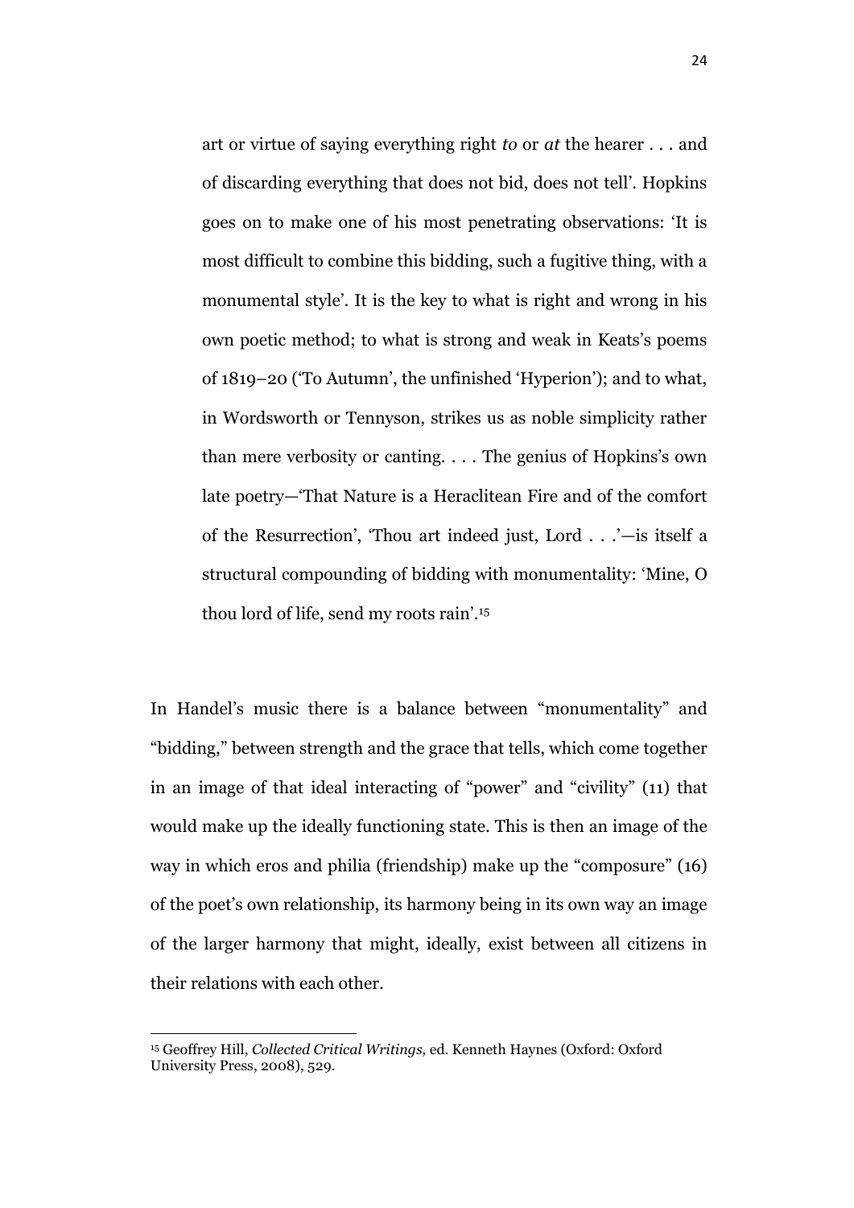> art or virtue of saying everything right *to* or *at* the hearer . . . and of discarding everything that does not bid, does not tell'. Hopkins goes on to make one of his most penetrating observations: 'It is most difficult to combine this bidding, such a fugitive thing, with a monumental style'. It is the key to what is right and wrong in his own poetic method; to what is strong and weak in Keats's poems of 1819–20 ('To Autumn', the unfinished 'Hyperion'); and to what, in Wordsworth or Tennyson, strikes us as noble simplicity rather than mere verbosity or canting. . . . The genius of Hopkins's own late poetry—'That Nature is a Heraclitean Fire and of the comfort of the Resurrection', 'Thou art indeed just, Lord . . .'—is itself a structural compounding of bidding with monumentality: 'Mine, O thou lord of life, send my roots rain'.[15]

In Handel's music there is a balance between "monumentality" and "bidding," between strength and the grace that tells, which come together in an image of that ideal interacting of "power" and "civility" (11) that would make up the ideally functioning state. This is then an image of the way in which eros and philia (friendship) make up the "composure" (16) of the poet's own relationship, its harmony being in its own way an image of the larger harmony that might, ideally, exist between all citizens in their relations with each other.

[15] Geoffrey Hill, *Collected Critical Writings,* ed. Kenneth Haynes (Oxford: Oxford University Press, 2008), 529.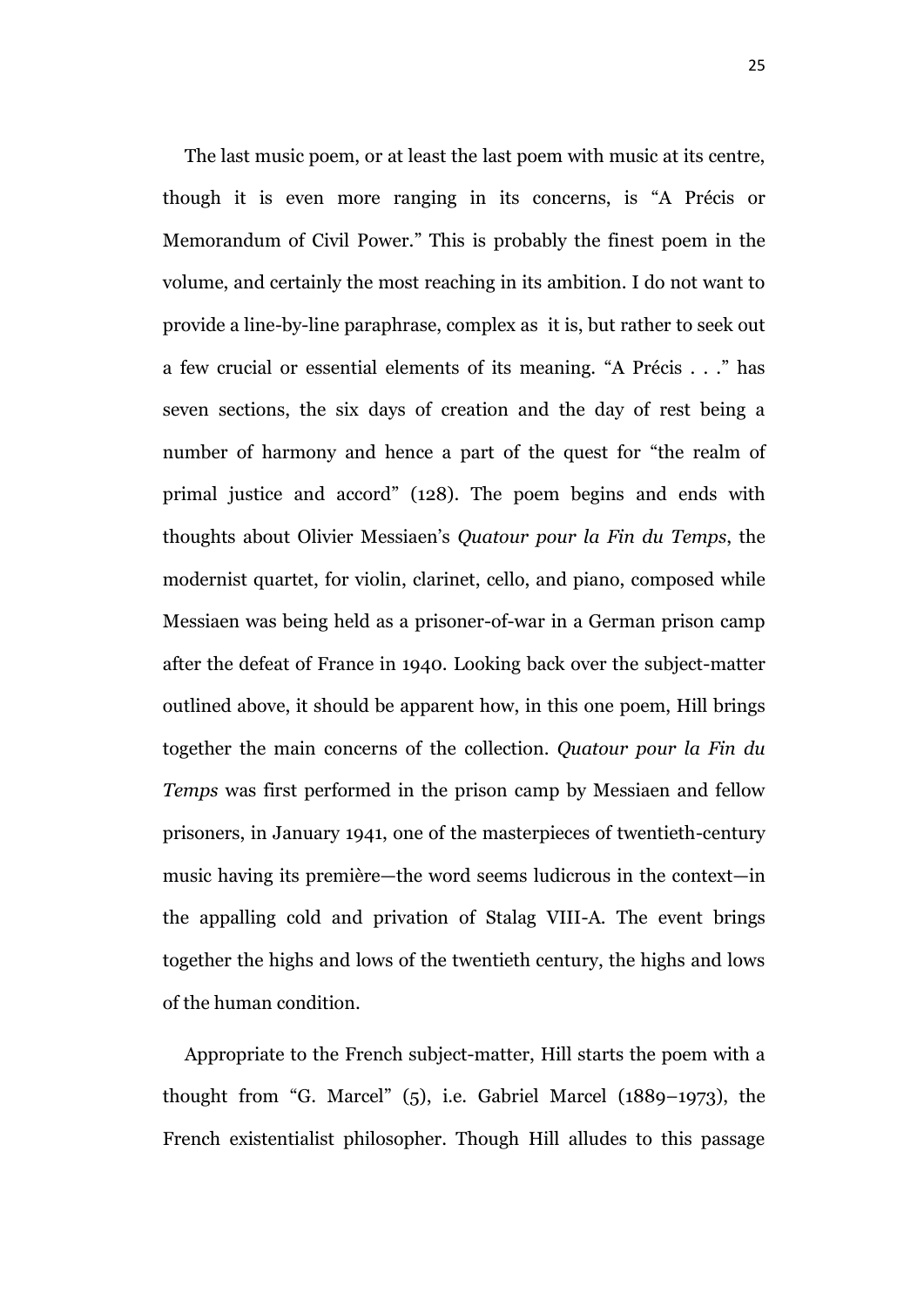The last music poem, or at least the last poem with music at its centre, though it is even more ranging in its concerns, is "A Précis or Memorandum of Civil Power." This is probably the finest poem in the volume, and certainly the most reaching in its ambition. I do not want to provide a line-by-line paraphrase, complex as it is, but rather to seek out a few crucial or essential elements of its meaning. "A Précis . . ." has seven sections, the six days of creation and the day of rest being a number of harmony and hence a part of the quest for "the realm of primal justice and accord" (128). The poem begins and ends with thoughts about Olivier Messiaen's *Quatour pour la Fin du Temps*, the modernist quartet, for violin, clarinet, cello, and piano, composed while Messiaen was being held as a prisoner-of-war in a German prison camp after the defeat of France in 1940. Looking back over the subject-matter outlined above, it should be apparent how, in this one poem, Hill brings together the main concerns of the collection. *Quatour pour la Fin du Temps* was first performed in the prison camp by Messiaen and fellow prisoners, in January 1941, one of the masterpieces of twentieth-century music having its première—the word seems ludicrous in the context—in the appalling cold and privation of Stalag VIII-A. The event brings together the highs and lows of the twentieth century, the highs and lows of the human condition.

Appropriate to the French subject-matter, Hill starts the poem with a thought from "G. Marcel" (5), i.e. Gabriel Marcel (1889–1973), the French existentialist philosopher. Though Hill alludes to this passage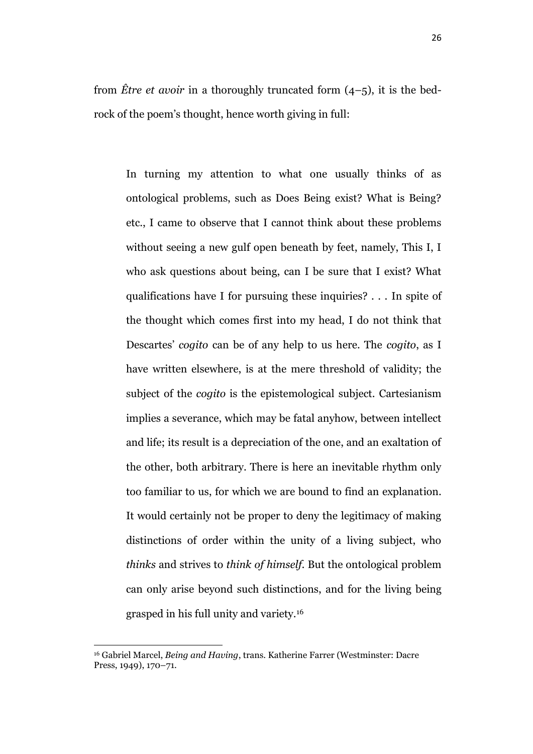from *Être et avoir* in a thoroughly truncated form (4–5), it is the bedrock of the poem's thought, hence worth giving in full:

> In turning my attention to what one usually thinks of as ontological problems, such as Does Being exist? What is Being? etc., I came to observe that I cannot think about these problems without seeing a new gulf open beneath by feet, namely, This I, I who ask questions about being, can I be sure that I exist? What qualifications have I for pursuing these inquiries? . . . In spite of the thought which comes first into my head, I do not think that Descartes' *cogito* can be of any help to us here. The *cogito*, as I have written elsewhere, is at the mere threshold of validity; the subject of the *cogito* is the epistemological subject. Cartesianism implies a severance, which may be fatal anyhow, between intellect and life; its result is a depreciation of the one, and an exaltation of the other, both arbitrary. There is here an inevitable rhythm only too familiar to us, for which we are bound to find an explanation. It would certainly not be proper to deny the legitimacy of making distinctions of order within the unity of a living subject, who *thinks* and strives to *think of himself*. But the ontological problem can only arise beyond such distinctions, and for the living being grasped in his full unity and variety.[16]

---

[16] Gabriel Marcel, *Being and Having*, trans. Katherine Farrer (Westminster: Dacre Press, 1949), 170–71.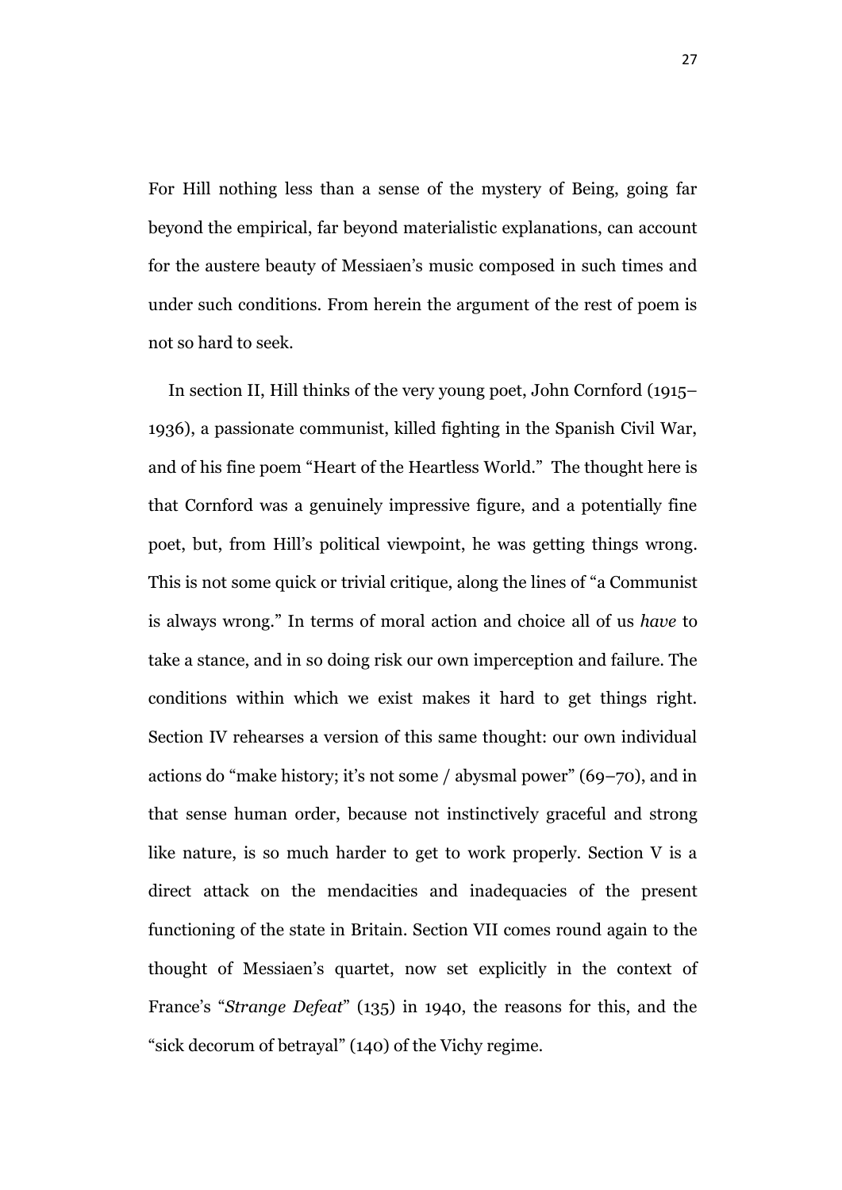For Hill nothing less than a sense of the mystery of Being, going far beyond the empirical, far beyond materialistic explanations, can account for the austere beauty of Messiaen's music composed in such times and under such conditions. From herein the argument of the rest of poem is not so hard to seek.

In section II, Hill thinks of the very young poet, John Cornford (1915–1936), a passionate communist, killed fighting in the Spanish Civil War, and of his fine poem "Heart of the Heartless World." The thought here is that Cornford was a genuinely impressive figure, and a potentially fine poet, but, from Hill's political viewpoint, he was getting things wrong. This is not some quick or trivial critique, along the lines of "a Communist is always wrong." In terms of moral action and choice all of us *have* to take a stance, and in so doing risk our own imperception and failure. The conditions within which we exist makes it hard to get things right. Section IV rehearses a version of this same thought: our own individual actions do "make history; it's not some / abysmal power" (69–70), and in that sense human order, because not instinctively graceful and strong like nature, is so much harder to get to work properly. Section V is a direct attack on the mendacities and inadequacies of the present functioning of the state in Britain. Section VII comes round again to the thought of Messiaen's quartet, now set explicitly in the context of France's "*Strange Defeat*" (135) in 1940, the reasons for this, and the "sick decorum of betrayal" (140) of the Vichy regime.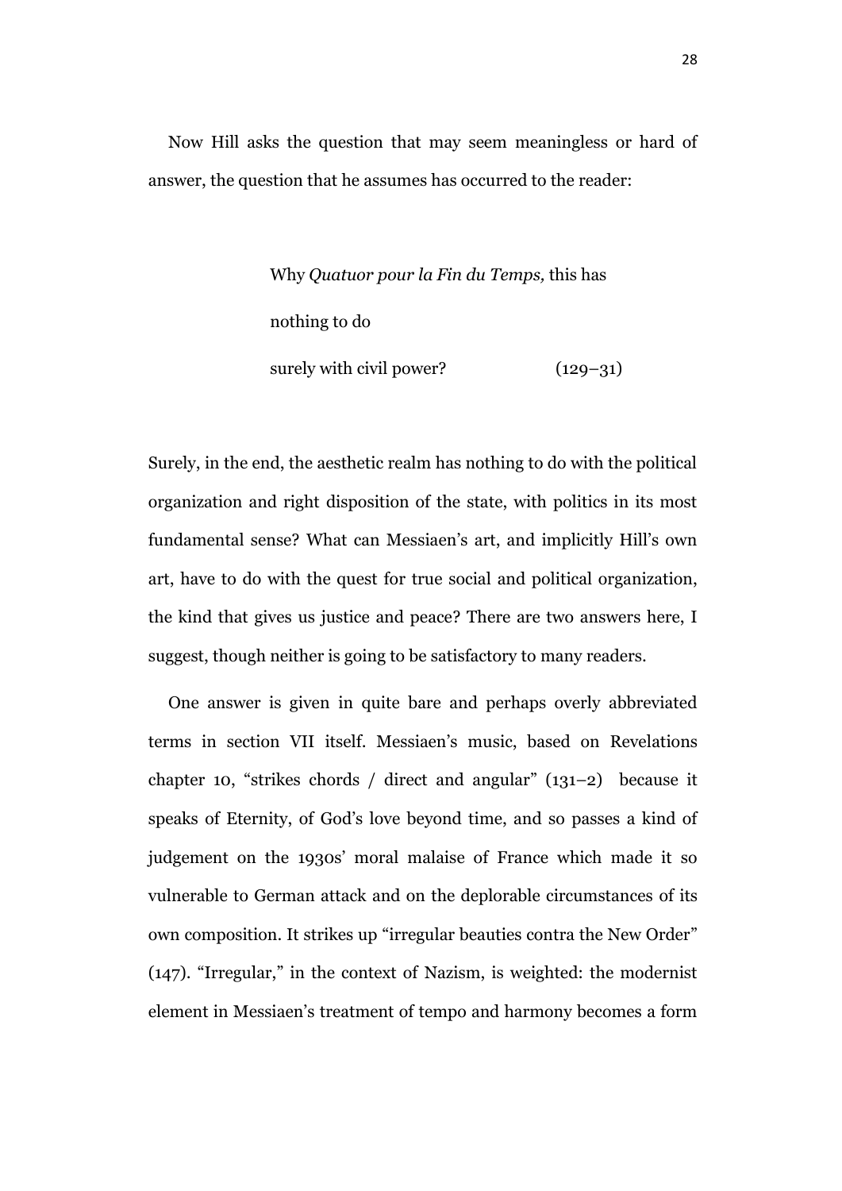Now Hill asks the question that may seem meaningless or hard of answer, the question that he assumes has occurred to the reader:

> Why *Quatuor pour la Fin du Temps,* this has
>
> nothing to do
>
> surely with civil power? (129–31)

Surely, in the end, the aesthetic realm has nothing to do with the political organization and right disposition of the state, with politics in its most fundamental sense? What can Messiaen's art, and implicitly Hill's own art, have to do with the quest for true social and political organization, the kind that gives us justice and peace? There are two answers here, I suggest, though neither is going to be satisfactory to many readers.

One answer is given in quite bare and perhaps overly abbreviated terms in section VII itself. Messiaen's music, based on Revelations chapter 10, "strikes chords / direct and angular" (131–2) because it speaks of Eternity, of God's love beyond time, and so passes a kind of judgement on the 1930s' moral malaise of France which made it so vulnerable to German attack and on the deplorable circumstances of its own composition. It strikes up "irregular beauties contra the New Order" (147). "Irregular," in the context of Nazism, is weighted: the modernist element in Messiaen's treatment of tempo and harmony becomes a form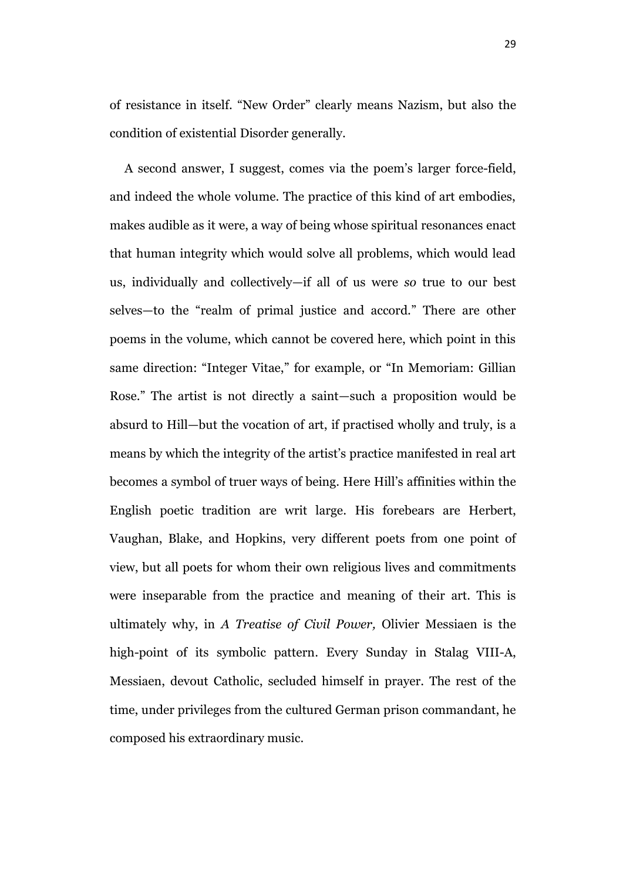of resistance in itself. "New Order" clearly means Nazism, but also the condition of existential Disorder generally.

A second answer, I suggest, comes via the poem's larger force-field, and indeed the whole volume. The practice of this kind of art embodies, makes audible as it were, a way of being whose spiritual resonances enact that human integrity which would solve all problems, which would lead us, individually and collectively—if all of us were *so* true to our best selves—to the "realm of primal justice and accord." There are other poems in the volume, which cannot be covered here, which point in this same direction: "Integer Vitae," for example, or "In Memoriam: Gillian Rose." The artist is not directly a saint—such a proposition would be absurd to Hill—but the vocation of art, if practised wholly and truly, is a means by which the integrity of the artist's practice manifested in real art becomes a symbol of truer ways of being. Here Hill's affinities within the English poetic tradition are writ large. His forebears are Herbert, Vaughan, Blake, and Hopkins, very different poets from one point of view, but all poets for whom their own religious lives and commitments were inseparable from the practice and meaning of their art. This is ultimately why, in *A Treatise of Civil Power,* Olivier Messiaen is the high-point of its symbolic pattern. Every Sunday in Stalag VIII-A, Messiaen, devout Catholic, secluded himself in prayer. The rest of the time, under privileges from the cultured German prison commandant, he composed his extraordinary music.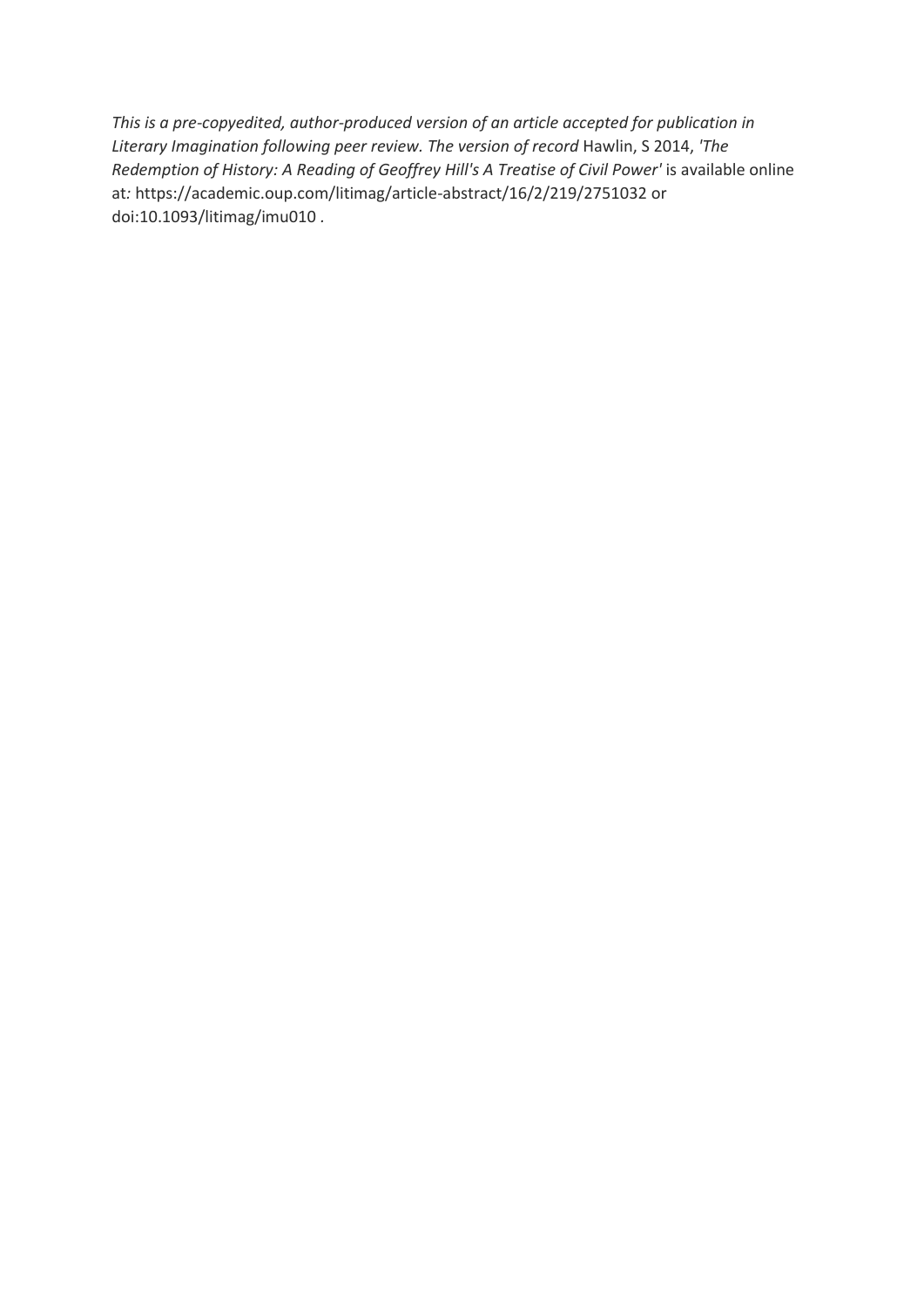*This is a pre-copyedited, author-produced version of an article accepted for publication in Literary Imagination following peer review. The version of record* Hawlin, S 2014, *'The Redemption of History: A Reading of Geoffrey Hill's A Treatise of Civil Power'* is available online at*:* https://academic.oup.com/litimag/article-abstract/16/2/219/2751032 or doi:10.1093/litimag/imu010 .